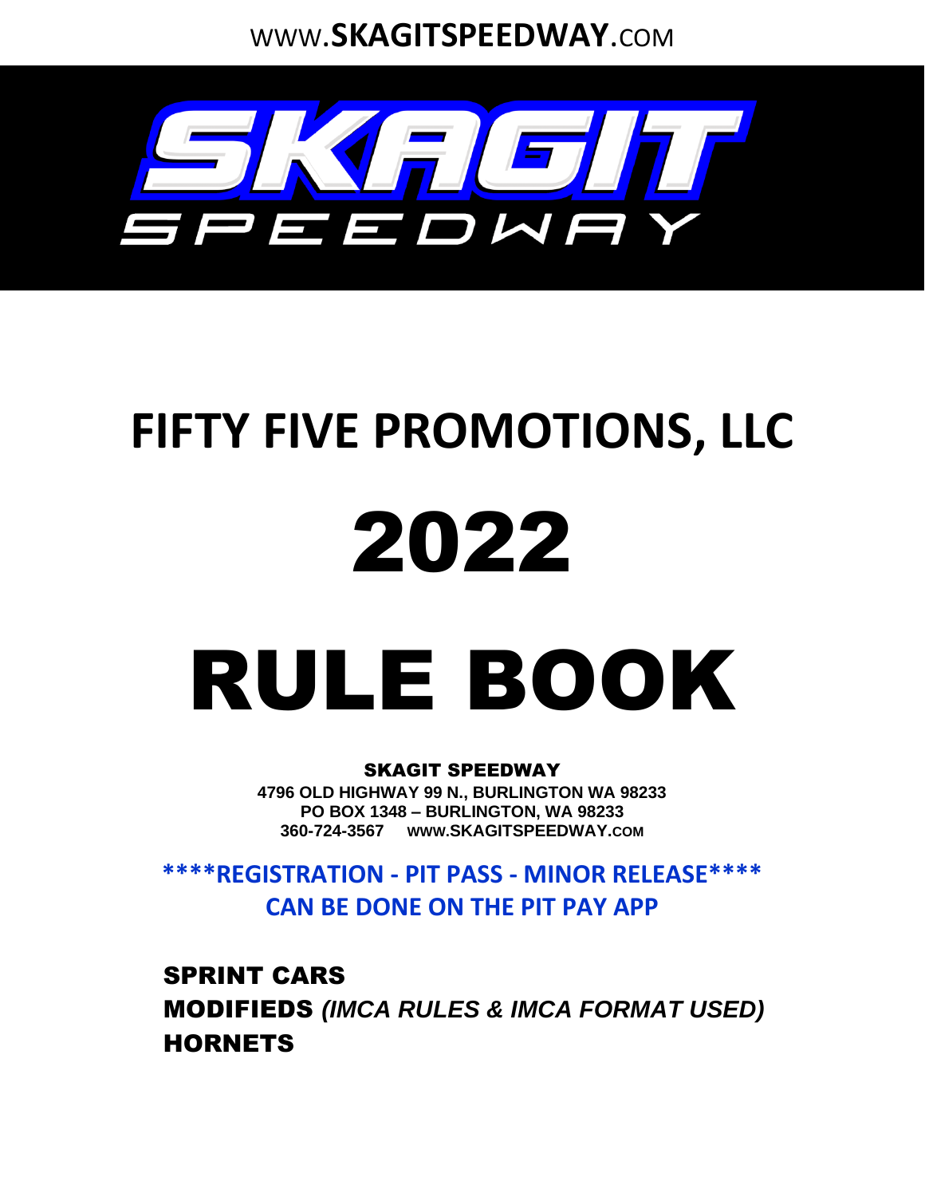WWW.**SKAGITSPEEDWAY**.COM

SKAGIT SPEEDWAY

# FIFTY FIVE PROMOTIONS, LLC

# 2022

# RULE BOOK

**SKAGIT SPEEDWAY**
**4796 OLD HIGHWAY 99 N., BURLINGTON WA 98233**
**PO BOX 1348 – BURLINGTON, WA 98233**
**360-724-3567 WWW.SKAGITSPEEDWAY.COM**

**\*\*\*\*REGISTRATION - PIT PASS - MINOR RELEASE\*\*\*\***
**CAN BE DONE ON THE PIT PAY APP**

**SPRINT CARS**
**MODIFIEDS** ***(IMCA RULES & IMCA FORMAT USED)***
**HORNETS**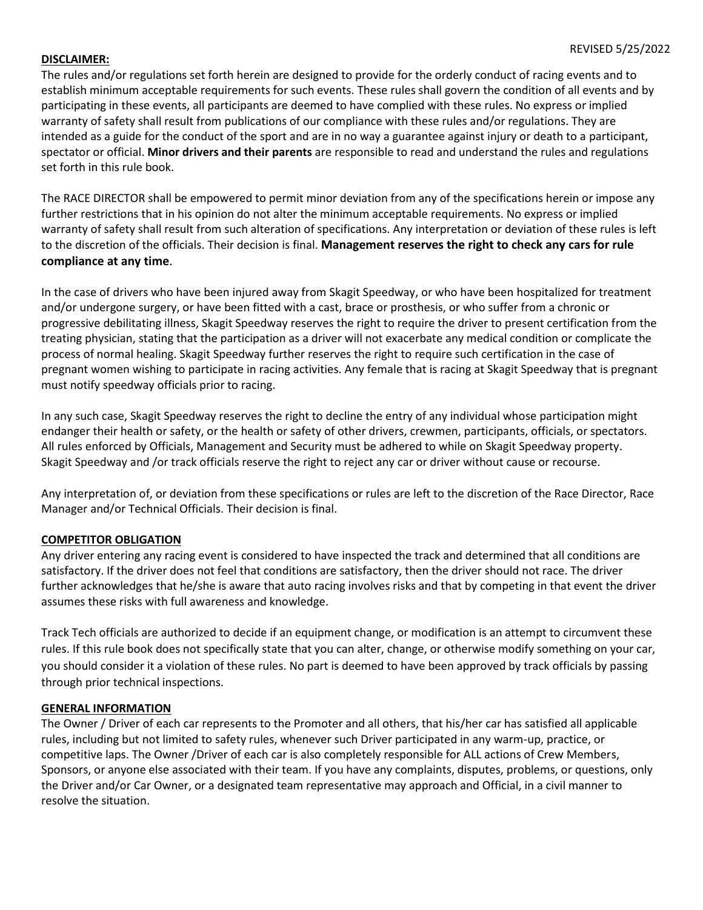REVISED 5/25/2022

**DISCLAIMER:**

The rules and/or regulations set forth herein are designed to provide for the orderly conduct of racing events and to establish minimum acceptable requirements for such events. These rules shall govern the condition of all events and by participating in these events, all participants are deemed to have complied with these rules. No express or implied warranty of safety shall result from publications of our compliance with these rules and/or regulations. They are intended as a guide for the conduct of the sport and are in no way a guarantee against injury or death to a participant, spectator or official. **Minor drivers and their parents** are responsible to read and understand the rules and regulations set forth in this rule book.

The RACE DIRECTOR shall be empowered to permit minor deviation from any of the specifications herein or impose any further restrictions that in his opinion do not alter the minimum acceptable requirements. No express or implied warranty of safety shall result from such alteration of specifications. Any interpretation or deviation of these rules is left to the discretion of the officials. Their decision is final. **Management reserves the right to check any cars for rule compliance at any time**.

In the case of drivers who have been injured away from Skagit Speedway, or who have been hospitalized for treatment and/or undergone surgery, or have been fitted with a cast, brace or prosthesis, or who suffer from a chronic or progressive debilitating illness, Skagit Speedway reserves the right to require the driver to present certification from the treating physician, stating that the participation as a driver will not exacerbate any medical condition or complicate the process of normal healing. Skagit Speedway further reserves the right to require such certification in the case of pregnant women wishing to participate in racing activities. Any female that is racing at Skagit Speedway that is pregnant must notify speedway officials prior to racing.

In any such case, Skagit Speedway reserves the right to decline the entry of any individual whose participation might endanger their health or safety, or the health or safety of other drivers, crewmen, participants, officials, or spectators. All rules enforced by Officials, Management and Security must be adhered to while on Skagit Speedway property. Skagit Speedway and /or track officials reserve the right to reject any car or driver without cause or recourse.

Any interpretation of, or deviation from these specifications or rules are left to the discretion of the Race Director, Race Manager and/or Technical Officials. Their decision is final.

**COMPETITOR OBLIGATION**

Any driver entering any racing event is considered to have inspected the track and determined that all conditions are satisfactory. If the driver does not feel that conditions are satisfactory, then the driver should not race. The driver further acknowledges that he/she is aware that auto racing involves risks and that by competing in that event the driver assumes these risks with full awareness and knowledge.

Track Tech officials are authorized to decide if an equipment change, or modification is an attempt to circumvent these rules. If this rule book does not specifically state that you can alter, change, or otherwise modify something on your car, you should consider it a violation of these rules. No part is deemed to have been approved by track officials by passing through prior technical inspections.

**GENERAL INFORMATION**

The Owner / Driver of each car represents to the Promoter and all others, that his/her car has satisfied all applicable rules, including but not limited to safety rules, whenever such Driver participated in any warm-up, practice, or competitive laps. The Owner /Driver of each car is also completely responsible for ALL actions of Crew Members, Sponsors, or anyone else associated with their team. If you have any complaints, disputes, problems, or questions, only the Driver and/or Car Owner, or a designated team representative may approach and Official, in a civil manner to resolve the situation.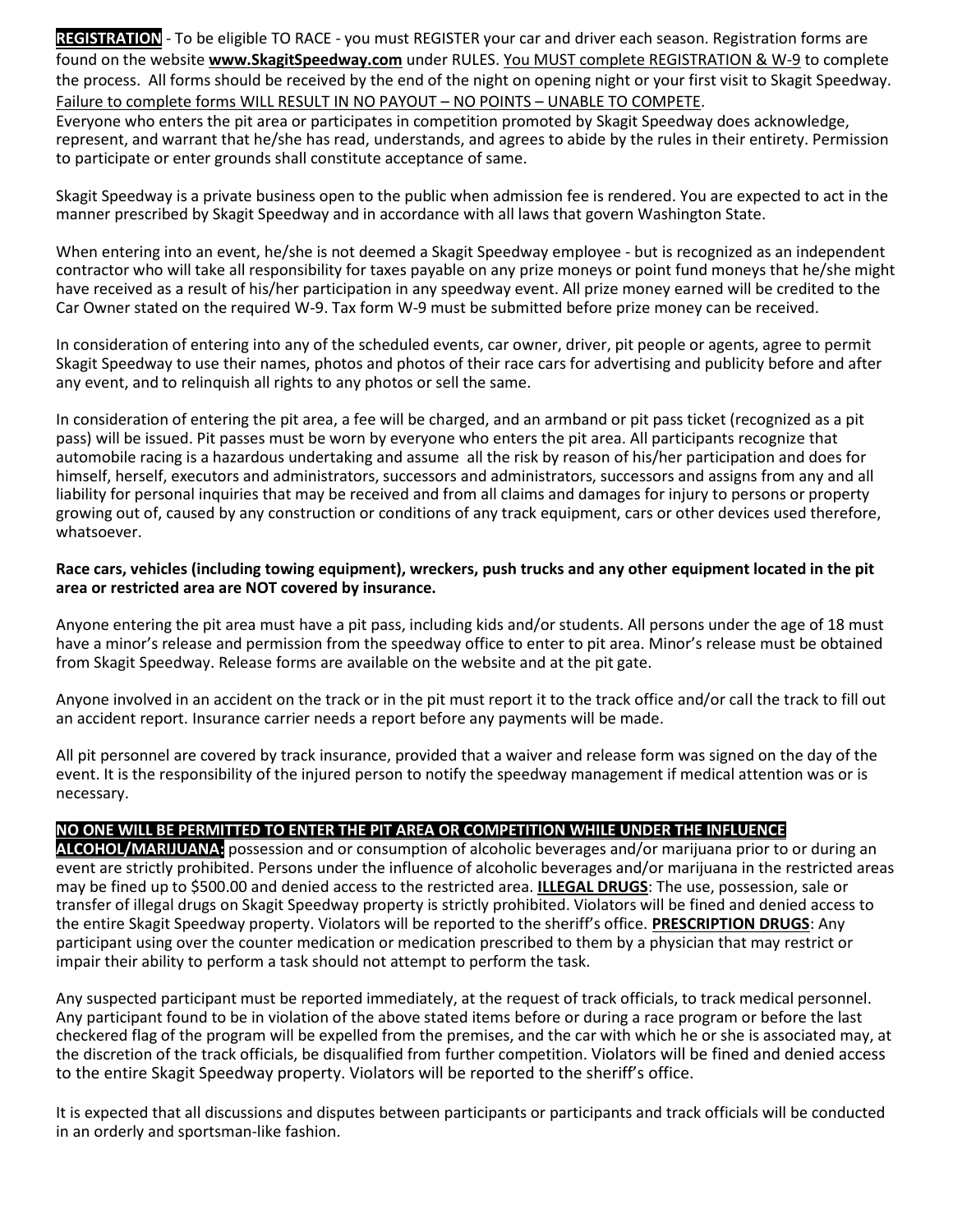**REGISTRATION** - To be eligible TO RACE - you must REGISTER your car and driver each season. Registration forms are found on the website **www.SkagitSpeedway.com** under RULES. You MUST complete REGISTRATION & W-9 to complete the process. All forms should be received by the end of the night on opening night or your first visit to Skagit Speedway. Failure to complete forms WILL RESULT IN NO PAYOUT – NO POINTS – UNABLE TO COMPETE.

Everyone who enters the pit area or participates in competition promoted by Skagit Speedway does acknowledge, represent, and warrant that he/she has read, understands, and agrees to abide by the rules in their entirety. Permission to participate or enter grounds shall constitute acceptance of same.

Skagit Speedway is a private business open to the public when admission fee is rendered. You are expected to act in the manner prescribed by Skagit Speedway and in accordance with all laws that govern Washington State.

When entering into an event, he/she is not deemed a Skagit Speedway employee - but is recognized as an independent contractor who will take all responsibility for taxes payable on any prize moneys or point fund moneys that he/she might have received as a result of his/her participation in any speedway event. All prize money earned will be credited to the Car Owner stated on the required W-9. Tax form W-9 must be submitted before prize money can be received.

In consideration of entering into any of the scheduled events, car owner, driver, pit people or agents, agree to permit Skagit Speedway to use their names, photos and photos of their race cars for advertising and publicity before and after any event, and to relinquish all rights to any photos or sell the same.

In consideration of entering the pit area, a fee will be charged, and an armband or pit pass ticket (recognized as a pit pass) will be issued. Pit passes must be worn by everyone who enters the pit area. All participants recognize that automobile racing is a hazardous undertaking and assume all the risk by reason of his/her participation and does for himself, herself, executors and administrators, successors and administrators, successors and assigns from any and all liability for personal inquiries that may be received and from all claims and damages for injury to persons or property growing out of, caused by any construction or conditions of any track equipment, cars or other devices used therefore, whatsoever.

**Race cars, vehicles (including towing equipment), wreckers, push trucks and any other equipment located in the pit area or restricted area are NOT covered by insurance.**

Anyone entering the pit area must have a pit pass, including kids and/or students. All persons under the age of 18 must have a minor's release and permission from the speedway office to enter to pit area. Minor's release must be obtained from Skagit Speedway. Release forms are available on the website and at the pit gate.

Anyone involved in an accident on the track or in the pit must report it to the track office and/or call the track to fill out an accident report. Insurance carrier needs a report before any payments will be made.

All pit personnel are covered by track insurance, provided that a waiver and release form was signed on the day of the event. It is the responsibility of the injured person to notify the speedway management if medical attention was or is necessary.

**NO ONE WILL BE PERMITTED TO ENTER THE PIT AREA OR COMPETITION WHILE UNDER THE INFLUENCE**

**ALCOHOL/MARIJUANA:** possession and or consumption of alcoholic beverages and/or marijuana prior to or during an event are strictly prohibited. Persons under the influence of alcoholic beverages and/or marijuana in the restricted areas may be fined up to $500.00 and denied access to the restricted area. **ILLEGAL DRUGS**: The use, possession, sale or transfer of illegal drugs on Skagit Speedway property is strictly prohibited. Violators will be fined and denied access to the entire Skagit Speedway property. Violators will be reported to the sheriff's office. **PRESCRIPTION DRUGS**: Any participant using over the counter medication or medication prescribed to them by a physician that may restrict or impair their ability to perform a task should not attempt to perform the task.

Any suspected participant must be reported immediately, at the request of track officials, to track medical personnel. Any participant found to be in violation of the above stated items before or during a race program or before the last checkered flag of the program will be expelled from the premises, and the car with which he or she is associated may, at the discretion of the track officials, be disqualified from further competition. Violators will be fined and denied access to the entire Skagit Speedway property. Violators will be reported to the sheriff's office.

It is expected that all discussions and disputes between participants or participants and track officials will be conducted in an orderly and sportsman-like fashion.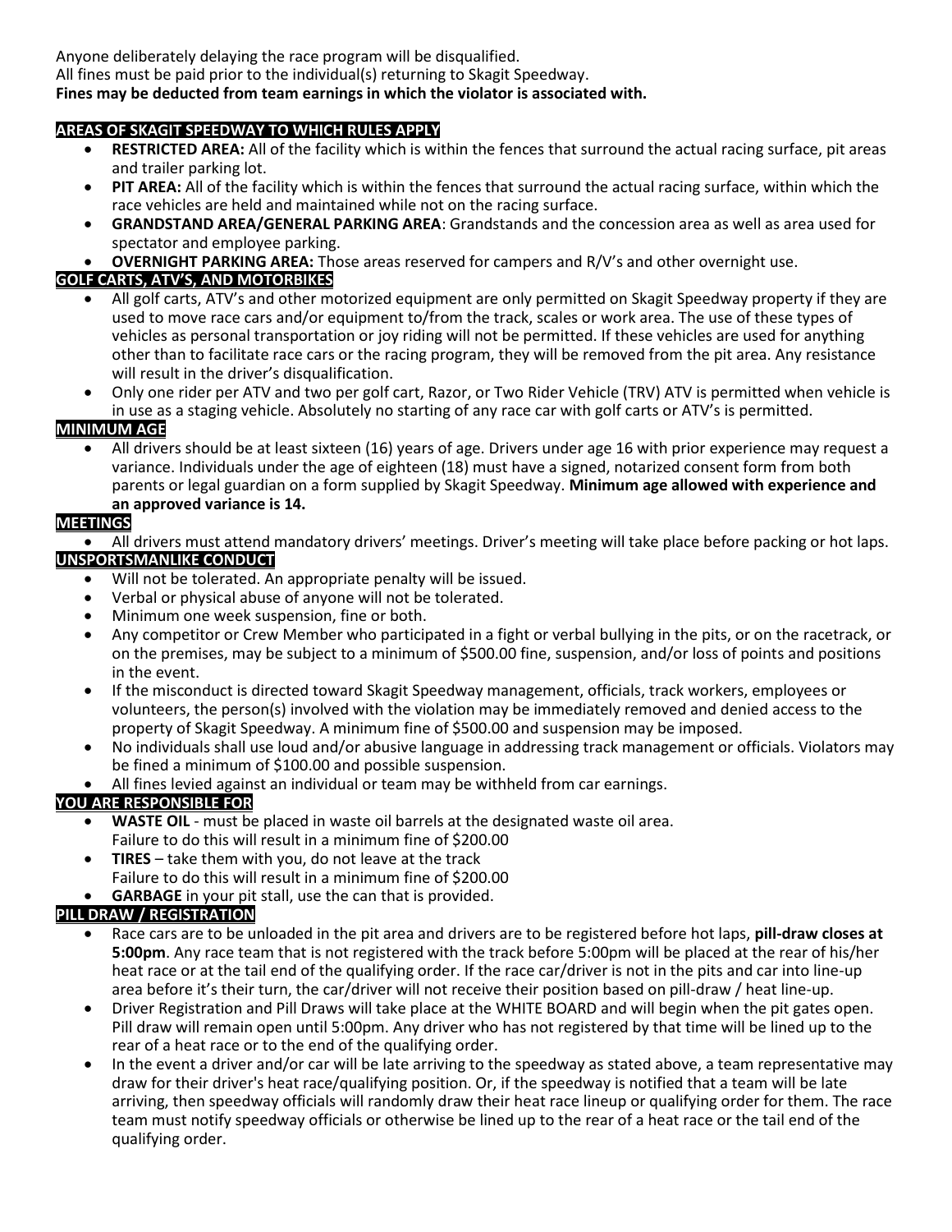Anyone deliberately delaying the race program will be disqualified.
All fines must be paid prior to the individual(s) returning to Skagit Speedway.
**Fines may be deducted from team earnings in which the violator is associated with.**

## AREAS OF SKAGIT SPEEDWAY TO WHICH RULES APPLY

- **RESTRICTED AREA:** All of the facility which is within the fences that surround the actual racing surface, pit areas and trailer parking lot.
- **PIT AREA:** All of the facility which is within the fences that surround the actual racing surface, within which the race vehicles are held and maintained while not on the racing surface.
- **GRANDSTAND AREA/GENERAL PARKING AREA**: Grandstands and the concession area as well as area used for spectator and employee parking.
- **OVERNIGHT PARKING AREA:** Those areas reserved for campers and R/V's and other overnight use.

## GOLF CARTS, ATV'S, AND MOTORBIKES

- All golf carts, ATV's and other motorized equipment are only permitted on Skagit Speedway property if they are used to move race cars and/or equipment to/from the track, scales or work area. The use of these types of vehicles as personal transportation or joy riding will not be permitted. If these vehicles are used for anything other than to facilitate race cars or the racing program, they will be removed from the pit area. Any resistance will result in the driver's disqualification.
- Only one rider per ATV and two per golf cart, Razor, or Two Rider Vehicle (TRV) ATV is permitted when vehicle is in use as a staging vehicle. Absolutely no starting of any race car with golf carts or ATV's is permitted.

## MINIMUM AGE

- All drivers should be at least sixteen (16) years of age. Drivers under age 16 with prior experience may request a variance. Individuals under the age of eighteen (18) must have a signed, notarized consent form from both parents or legal guardian on a form supplied by Skagit Speedway. **Minimum age allowed with experience and an approved variance is 14.**

## MEETINGS

- All drivers must attend mandatory drivers' meetings. Driver's meeting will take place before packing or hot laps.

## UNSPORTSMANLIKE CONDUCT

- Will not be tolerated. An appropriate penalty will be issued.
- Verbal or physical abuse of anyone will not be tolerated.
- Minimum one week suspension, fine or both.
- Any competitor or Crew Member who participated in a fight or verbal bullying in the pits, or on the racetrack, or on the premises, may be subject to a minimum of $500.00 fine, suspension, and/or loss of points and positions in the event.
- If the misconduct is directed toward Skagit Speedway management, officials, track workers, employees or volunteers, the person(s) involved with the violation may be immediately removed and denied access to the property of Skagit Speedway. A minimum fine of $500.00 and suspension may be imposed.
- No individuals shall use loud and/or abusive language in addressing track management or officials. Violators may be fined a minimum of $100.00 and possible suspension.
- All fines levied against an individual or team may be withheld from car earnings.

## YOU ARE RESPONSIBLE FOR

- **WASTE OIL** - must be placed in waste oil barrels at the designated waste oil area.
  Failure to do this will result in a minimum fine of $200.00
- **TIRES** – take them with you, do not leave at the track
  Failure to do this will result in a minimum fine of $200.00
- **GARBAGE** in your pit stall, use the can that is provided.

## PILL DRAW / REGISTRATION

- Race cars are to be unloaded in the pit area and drivers are to be registered before hot laps, **pill-draw closes at 5:00pm**. Any race team that is not registered with the track before 5:00pm will be placed at the rear of his/her heat race or at the tail end of the qualifying order. If the race car/driver is not in the pits and car into line-up area before it's their turn, the car/driver will not receive their position based on pill-draw / heat line-up.
- Driver Registration and Pill Draws will take place at the WHITE BOARD and will begin when the pit gates open. Pill draw will remain open until 5:00pm. Any driver who has not registered by that time will be lined up to the rear of a heat race or to the end of the qualifying order.
- In the event a driver and/or car will be late arriving to the speedway as stated above, a team representative may draw for their driver's heat race/qualifying position. Or, if the speedway is notified that a team will be late arriving, then speedway officials will randomly draw their heat race lineup or qualifying order for them. The race team must notify speedway officials or otherwise be lined up to the rear of a heat race or the tail end of the qualifying order.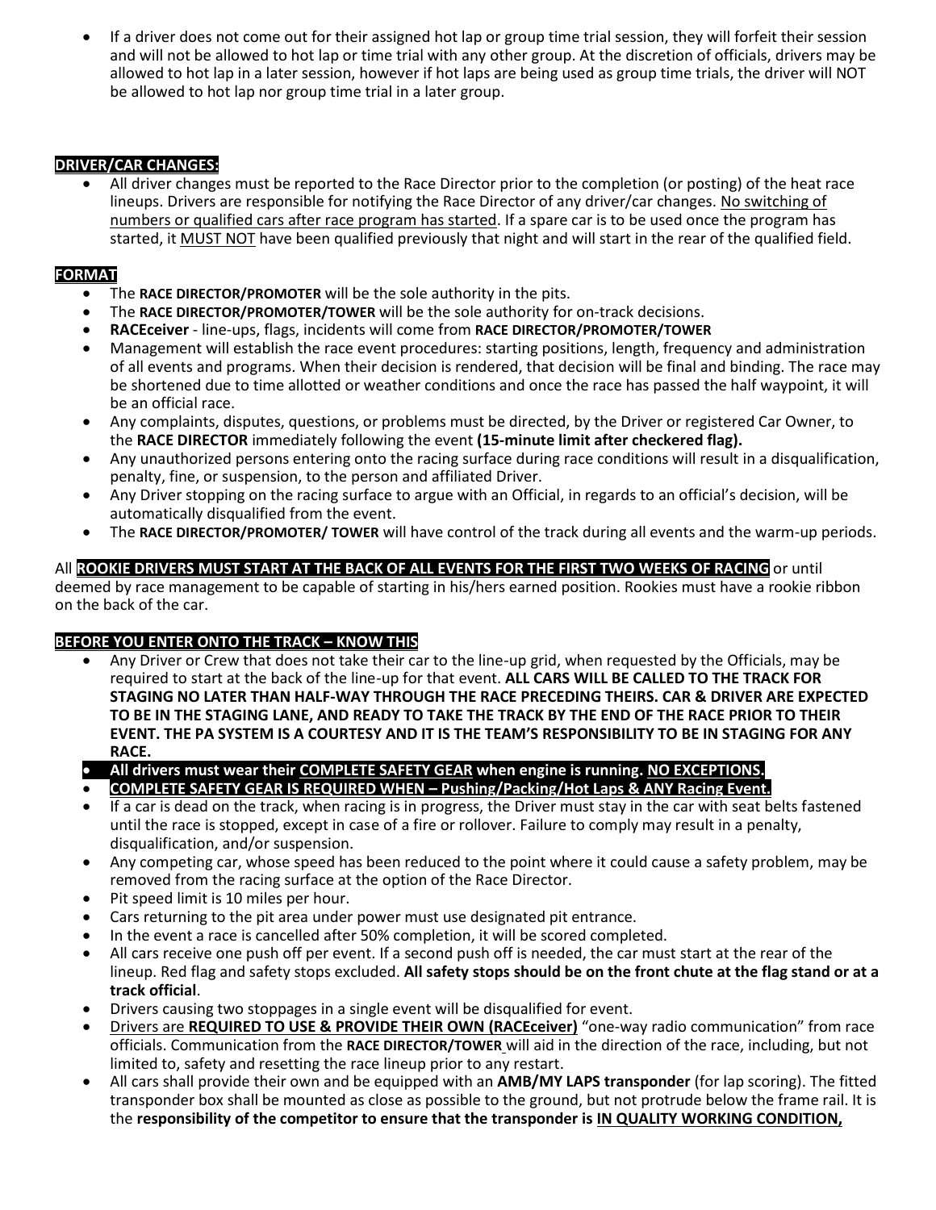- If a driver does not come out for their assigned hot lap or group time trial session, they will forfeit their session and will not be allowed to hot lap or time trial with any other group. At the discretion of officials, drivers may be allowed to hot lap in a later session, however if hot laps are being used as group time trials, the driver will NOT be allowed to hot lap nor group time trial in a later group.

**DRIVER/CAR CHANGES:**

- All driver changes must be reported to the Race Director prior to the completion (or posting) of the heat race lineups. Drivers are responsible for notifying the Race Director of any driver/car changes. No switching of numbers or qualified cars after race program has started. If a spare car is to be used once the program has started, it MUST NOT have been qualified previously that night and will start in the rear of the qualified field.

**FORMAT**

- The **RACE DIRECTOR/PROMOTER** will be the sole authority in the pits.
- The **RACE DIRECTOR/PROMOTER/TOWER** will be the sole authority for on-track decisions.
- **RACEceiver** - line-ups, flags, incidents will come from **RACE DIRECTOR/PROMOTER/TOWER**
- Management will establish the race event procedures: starting positions, length, frequency and administration of all events and programs. When their decision is rendered, that decision will be final and binding. The race may be shortened due to time allotted or weather conditions and once the race has passed the half waypoint, it will be an official race.
- Any complaints, disputes, questions, or problems must be directed, by the Driver or registered Car Owner, to the **RACE DIRECTOR** immediately following the event **(15-minute limit after checkered flag).**
- Any unauthorized persons entering onto the racing surface during race conditions will result in a disqualification, penalty, fine, or suspension, to the person and affiliated Driver.
- Any Driver stopping on the racing surface to argue with an Official, in regards to an official's decision, will be automatically disqualified from the event.
- The **RACE DIRECTOR/PROMOTER/ TOWER** will have control of the track during all events and the warm-up periods.

All **ROOKIE DRIVERS MUST START AT THE BACK OF ALL EVENTS FOR THE FIRST TWO WEEKS OF RACING** or until deemed by race management to be capable of starting in his/hers earned position. Rookies must have a rookie ribbon on the back of the car.

**BEFORE YOU ENTER ONTO THE TRACK – KNOW THIS**

- Any Driver or Crew that does not take their car to the line-up grid, when requested by the Officials, may be required to start at the back of the line-up for that event. **ALL CARS WILL BE CALLED TO THE TRACK FOR STAGING NO LATER THAN HALF-WAY THROUGH THE RACE PRECEDING THEIRS. CAR & DRIVER ARE EXPECTED TO BE IN THE STAGING LANE, AND READY TO TAKE THE TRACK BY THE END OF THE RACE PRIOR TO THEIR EVENT. THE PA SYSTEM IS A COURTESY AND IT IS THE TEAM'S RESPONSIBILITY TO BE IN STAGING FOR ANY RACE.**
- **All drivers must wear their COMPLETE SAFETY GEAR when engine is running. NO EXCEPTIONS.**
- **COMPLETE SAFETY GEAR IS REQUIRED WHEN – Pushing/Packing/Hot Laps & ANY Racing Event.**
- If a car is dead on the track, when racing is in progress, the Driver must stay in the car with seat belts fastened until the race is stopped, except in case of a fire or rollover. Failure to comply may result in a penalty, disqualification, and/or suspension.
- Any competing car, whose speed has been reduced to the point where it could cause a safety problem, may be removed from the racing surface at the option of the Race Director.
- Pit speed limit is 10 miles per hour.
- Cars returning to the pit area under power must use designated pit entrance.
- In the event a race is cancelled after 50% completion, it will be scored completed.
- All cars receive one push off per event. If a second push off is needed, the car must start at the rear of the lineup. Red flag and safety stops excluded. **All safety stops should be on the front chute at the flag stand or at a track official**.
- Drivers causing two stoppages in a single event will be disqualified for event.
- Drivers are **REQUIRED TO USE & PROVIDE THEIR OWN (RACEceiver)** "one-way radio communication" from race officials. Communication from the **RACE DIRECTOR/TOWER** will aid in the direction of the race, including, but not limited to, safety and resetting the race lineup prior to any restart.
- All cars shall provide their own and be equipped with an **AMB/MY LAPS transponder** (for lap scoring). The fitted transponder box shall be mounted as close as possible to the ground, but not protrude below the frame rail. It is the **responsibility of the competitor to ensure that the transponder is IN QUALITY WORKING CONDITION,**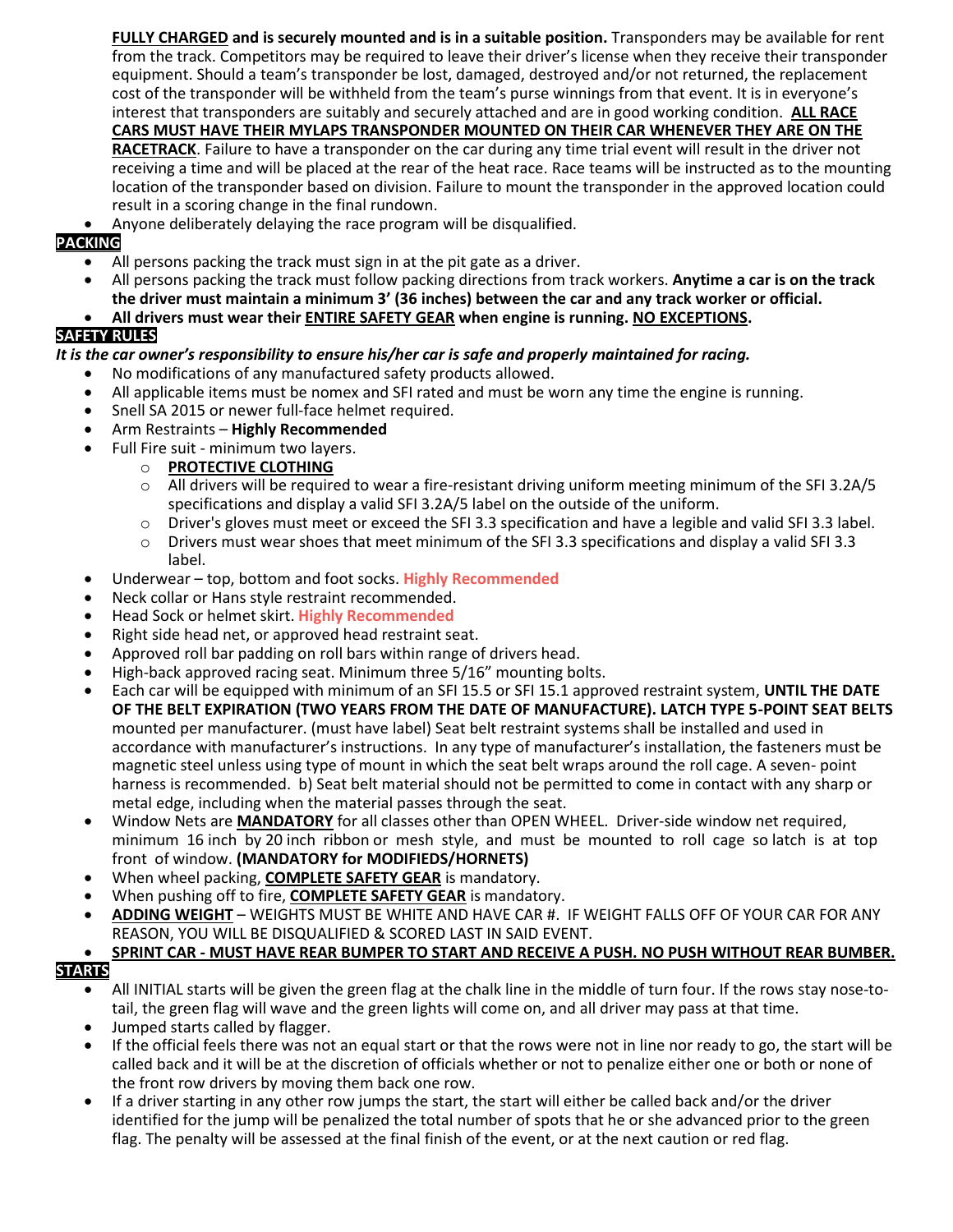**FULLY CHARGED and is securely mounted and is in a suitable position.** Transponders may be available for rent from the track. Competitors may be required to leave their driver's license when they receive their transponder equipment. Should a team's transponder be lost, damaged, destroyed and/or not returned, the replacement cost of the transponder will be withheld from the team's purse winnings from that event. It is in everyone's interest that transponders are suitably and securely attached and are in good working condition. **ALL RACE CARS MUST HAVE THEIR MYLAPS TRANSPONDER MOUNTED ON THEIR CAR WHENEVER THEY ARE ON THE RACETRACK**. Failure to have a transponder on the car during any time trial event will result in the driver not receiving a time and will be placed at the rear of the heat race. Race teams will be instructed as to the mounting location of the transponder based on division. Failure to mount the transponder in the approved location could result in a scoring change in the final rundown.

- Anyone deliberately delaying the race program will be disqualified.

**PACKING**

- All persons packing the track must sign in at the pit gate as a driver.
- All persons packing the track must follow packing directions from track workers. **Anytime a car is on the track the driver must maintain a minimum 3' (36 inches) between the car and any track worker or official.**
- **All drivers must wear their ENTIRE SAFETY GEAR when engine is running. NO EXCEPTIONS.**

**SAFETY RULES**

***It is the car owner's responsibility to ensure his/her car is safe and properly maintained for racing.***

- No modifications of any manufactured safety products allowed.
- All applicable items must be nomex and SFI rated and must be worn any time the engine is running.
- Snell SA 2015 or newer full-face helmet required.
- Arm Restraints – **Highly Recommended**
- Full Fire suit - minimum two layers.
  - **PROTECTIVE CLOTHING**
  - All drivers will be required to wear a fire-resistant driving uniform meeting minimum of the SFI 3.2A/5 specifications and display a valid SFI 3.2A/5 label on the outside of the uniform.
  - Driver's gloves must meet or exceed the SFI 3.3 specification and have a legible and valid SFI 3.3 label.
  - Drivers must wear shoes that meet minimum of the SFI 3.3 specifications and display a valid SFI 3.3 label.
- Underwear – top, bottom and foot socks. **Highly Recommended**
- Neck collar or Hans style restraint recommended.
- Head Sock or helmet skirt. **Highly Recommended**
- Right side head net, or approved head restraint seat.
- Approved roll bar padding on roll bars within range of drivers head.
- High-back approved racing seat. Minimum three 5/16" mounting bolts.
- Each car will be equipped with minimum of an SFI 15.5 or SFI 15.1 approved restraint system, **UNTIL THE DATE OF THE BELT EXPIRATION (TWO YEARS FROM THE DATE OF MANUFACTURE). LATCH TYPE 5-POINT SEAT BELTS** mounted per manufacturer. (must have label) Seat belt restraint systems shall be installed and used in accordance with manufacturer's instructions. In any type of manufacturer's installation, the fasteners must be magnetic steel unless using type of mount in which the seat belt wraps around the roll cage. A seven- point harness is recommended. b) Seat belt material should not be permitted to come in contact with any sharp or metal edge, including when the material passes through the seat.
- Window Nets are **MANDATORY** for all classes other than OPEN WHEEL. Driver-side window net required, minimum 16 inch by 20 inch ribbon or mesh style, and must be mounted to roll cage so latch is at top front of window. **(MANDATORY for MODIFIEDS/HORNETS)**
- When wheel packing, **COMPLETE SAFETY GEAR** is mandatory.
- When pushing off to fire, **COMPLETE SAFETY GEAR** is mandatory.
- **ADDING WEIGHT** – WEIGHTS MUST BE WHITE AND HAVE CAR #. IF WEIGHT FALLS OFF OF YOUR CAR FOR ANY REASON, YOU WILL BE DISQUALIFIED & SCORED LAST IN SAID EVENT.
- **SPRINT CAR - MUST HAVE REAR BUMPER TO START AND RECEIVE A PUSH. NO PUSH WITHOUT REAR BUMBER.**

**STARTS**

- All INITIAL starts will be given the green flag at the chalk line in the middle of turn four. If the rows stay nose-to-tail, the green flag will wave and the green lights will come on, and all driver may pass at that time.
- Jumped starts called by flagger.
- If the official feels there was not an equal start or that the rows were not in line nor ready to go, the start will be called back and it will be at the discretion of officials whether or not to penalize either one or both or none of the front row drivers by moving them back one row.
- If a driver starting in any other row jumps the start, the start will either be called back and/or the driver identified for the jump will be penalized the total number of spots that he or she advanced prior to the green flag. The penalty will be assessed at the final finish of the event, or at the next caution or red flag.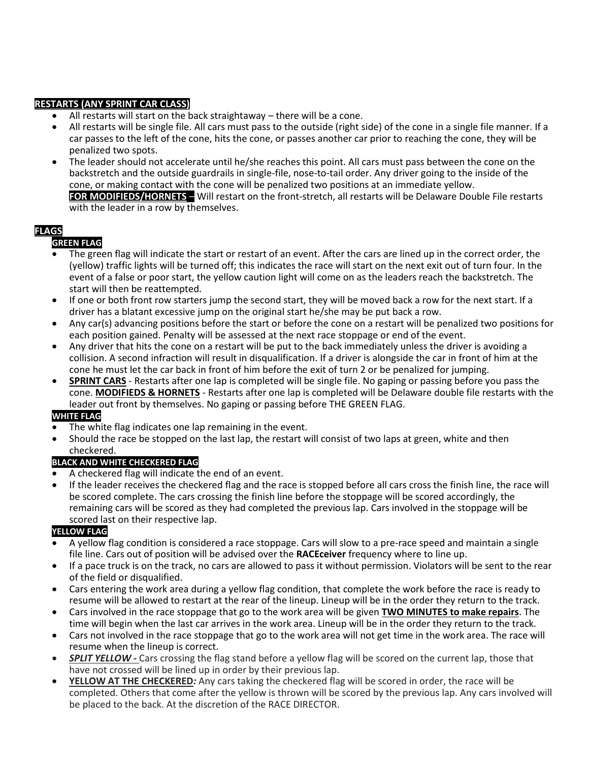## RESTARTS (ANY SPRINT CAR CLASS)

- All restarts will start on the back straightaway – there will be a cone.
- All restarts will be single file. All cars must pass to the outside (right side) of the cone in a single file manner. If a car passes to the left of the cone, hits the cone, or passes another car prior to reaching the cone, they will be penalized two spots.
- The leader should not accelerate until he/she reaches this point. All cars must pass between the cone on the backstretch and the outside guardrails in single-file, nose-to-tail order. Any driver going to the inside of the cone, or making contact with the cone will be penalized two positions at an immediate yellow.
  **FOR MODIFIEDS/HORNETS –** Will restart on the front-stretch, all restarts will be Delaware Double File restarts with the leader in a row by themselves.

## FLAGS

### GREEN FLAG

- The green flag will indicate the start or restart of an event. After the cars are lined up in the correct order, the (yellow) traffic lights will be turned off; this indicates the race will start on the next exit out of turn four. In the event of a false or poor start, the yellow caution light will come on as the leaders reach the backstretch. The start will then be reattempted.
- If one or both front row starters jump the second start, they will be moved back a row for the next start. If a driver has a blatant excessive jump on the original start he/she may be put back a row.
- Any car(s) advancing positions before the start or before the cone on a restart will be penalized two positions for each position gained. Penalty will be assessed at the next race stoppage or end of the event.
- Any driver that hits the cone on a restart will be put to the back immediately unless the driver is avoiding a collision. A second infraction will result in disqualification. If a driver is alongside the car in front of him at the cone he must let the car back in front of him before the exit of turn 2 or be penalized for jumping.
- **SPRINT CARS** - Restarts after one lap is completed will be single file. No gaping or passing before you pass the cone. **MODIFIEDS & HORNETS** - Restarts after one lap is completed will be Delaware double file restarts with the leader out front by themselves. No gaping or passing before THE GREEN FLAG.

### WHITE FLAG

- The white flag indicates one lap remaining in the event.
- Should the race be stopped on the last lap, the restart will consist of two laps at green, white and then checkered.

### BLACK AND WHITE CHECKERED FLAG

- A checkered flag will indicate the end of an event.
- If the leader receives the checkered flag and the race is stopped before all cars cross the finish line, the race will be scored complete. The cars crossing the finish line before the stoppage will be scored accordingly, the remaining cars will be scored as they had completed the previous lap. Cars involved in the stoppage will be scored last on their respective lap.

### YELLOW FLAG

- A yellow flag condition is considered a race stoppage. Cars will slow to a pre-race speed and maintain a single file line. Cars out of position will be advised over the **RACEceiver** frequency where to line up.
- If a pace truck is on the track, no cars are allowed to pass it without permission. Violators will be sent to the rear of the field or disqualified.
- Cars entering the work area during a yellow flag condition, that complete the work before the race is ready to resume will be allowed to restart at the rear of the lineup. Lineup will be in the order they return to the track.
- Cars involved in the race stoppage that go to the work area will be given **TWO MINUTES to make repairs**. The time will begin when the last car arrives in the work area. Lineup will be in the order they return to the track.
- Cars not involved in the race stoppage that go to the work area will not get time in the work area. The race will resume when the lineup is correct.
- ***SPLIT YELLOW -*** Cars crossing the flag stand before a yellow flag will be scored on the current lap, those that have not crossed will be lined up in order by their previous lap.
- **YELLOW AT THE CHECKERED*:*** Any cars taking the checkered flag will be scored in order, the race will be completed. Others that come after the yellow is thrown will be scored by the previous lap. Any cars involved will be placed to the back. At the discretion of the RACE DIRECTOR.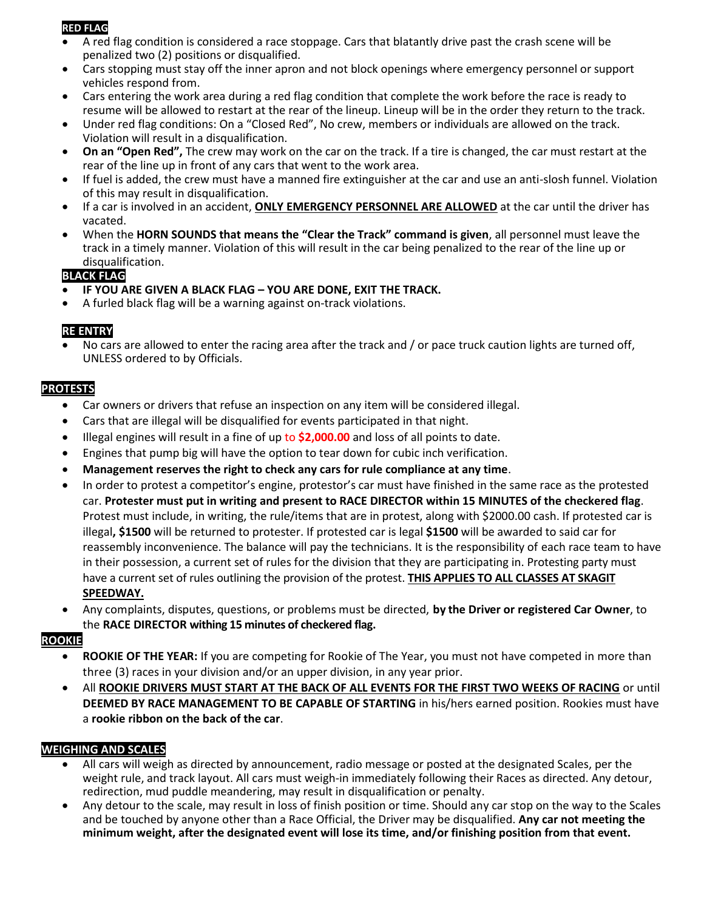## RED FLAG

- A red flag condition is considered a race stoppage. Cars that blatantly drive past the crash scene will be penalized two (2) positions or disqualified.
- Cars stopping must stay off the inner apron and not block openings where emergency personnel or support vehicles respond from.
- Cars entering the work area during a red flag condition that complete the work before the race is ready to resume will be allowed to restart at the rear of the lineup. Lineup will be in the order they return to the track.
- Under red flag conditions: On a "Closed Red", No crew, members or individuals are allowed on the track. Violation will result in a disqualification.
- **On an "Open Red",** The crew may work on the car on the track. If a tire is changed, the car must restart at the rear of the line up in front of any cars that went to the work area.
- If fuel is added, the crew must have a manned fire extinguisher at the car and use an anti-slosh funnel. Violation of this may result in disqualification.
- If a car is involved in an accident, **ONLY EMERGENCY PERSONNEL ARE ALLOWED** at the car until the driver has vacated.
- When the **HORN SOUNDS that means the "Clear the Track" command is given**, all personnel must leave the track in a timely manner. Violation of this will result in the car being penalized to the rear of the line up or disqualification.

## BLACK FLAG

- **IF YOU ARE GIVEN A BLACK FLAG – YOU ARE DONE, EXIT THE TRACK.**
- A furled black flag will be a warning against on-track violations.

## RE ENTRY

- No cars are allowed to enter the racing area after the track and / or pace truck caution lights are turned off, UNLESS ordered to by Officials.

## PROTESTS

- Car owners or drivers that refuse an inspection on any item will be considered illegal.
- Cars that are illegal will be disqualified for events participated in that night.
- Illegal engines will result in a fine of up to **$2,000.00** and loss of all points to date.
- Engines that pump big will have the option to tear down for cubic inch verification.
- **Management reserves the right to check any cars for rule compliance at any time**.
- In order to protest a competitor's engine, protestor's car must have finished in the same race as the protested car. **Protester must put in writing and present to RACE DIRECTOR within 15 MINUTES of the checkered flag**. Protest must include, in writing, the rule/items that are in protest, along with $2000.00 cash. If protested car is illegal**, $1500** will be returned to protester. If protested car is legal **$1500** will be awarded to said car for reassembly inconvenience. The balance will pay the technicians. It is the responsibility of each race team to have in their possession, a current set of rules for the division that they are participating in. Protesting party must have a current set of rules outlining the provision of the protest. **THIS APPLIES TO ALL CLASSES AT SKAGIT SPEEDWAY.**
- Any complaints, disputes, questions, or problems must be directed, **by the Driver or registered Car Owner**, to the **RACE DIRECTOR withing 15 minutes of checkered flag.**

## ROOKIE

- **ROOKIE OF THE YEAR:** If you are competing for Rookie of The Year, you must not have competed in more than three (3) races in your division and/or an upper division, in any year prior.
- All **ROOKIE DRIVERS MUST START AT THE BACK OF ALL EVENTS FOR THE FIRST TWO WEEKS OF RACING** or until **DEEMED BY RACE MANAGEMENT TO BE CAPABLE OF STARTING** in his/hers earned position. Rookies must have a **rookie ribbon on the back of the car**.

## WEIGHING AND SCALES

- All cars will weigh as directed by announcement, radio message or posted at the designated Scales, per the weight rule, and track layout. All cars must weigh-in immediately following their Races as directed. Any detour, redirection, mud puddle meandering, may result in disqualification or penalty.
- Any detour to the scale, may result in loss of finish position or time. Should any car stop on the way to the Scales and be touched by anyone other than a Race Official, the Driver may be disqualified. **Any car not meeting the minimum weight, after the designated event will lose its time, and/or finishing position from that event.**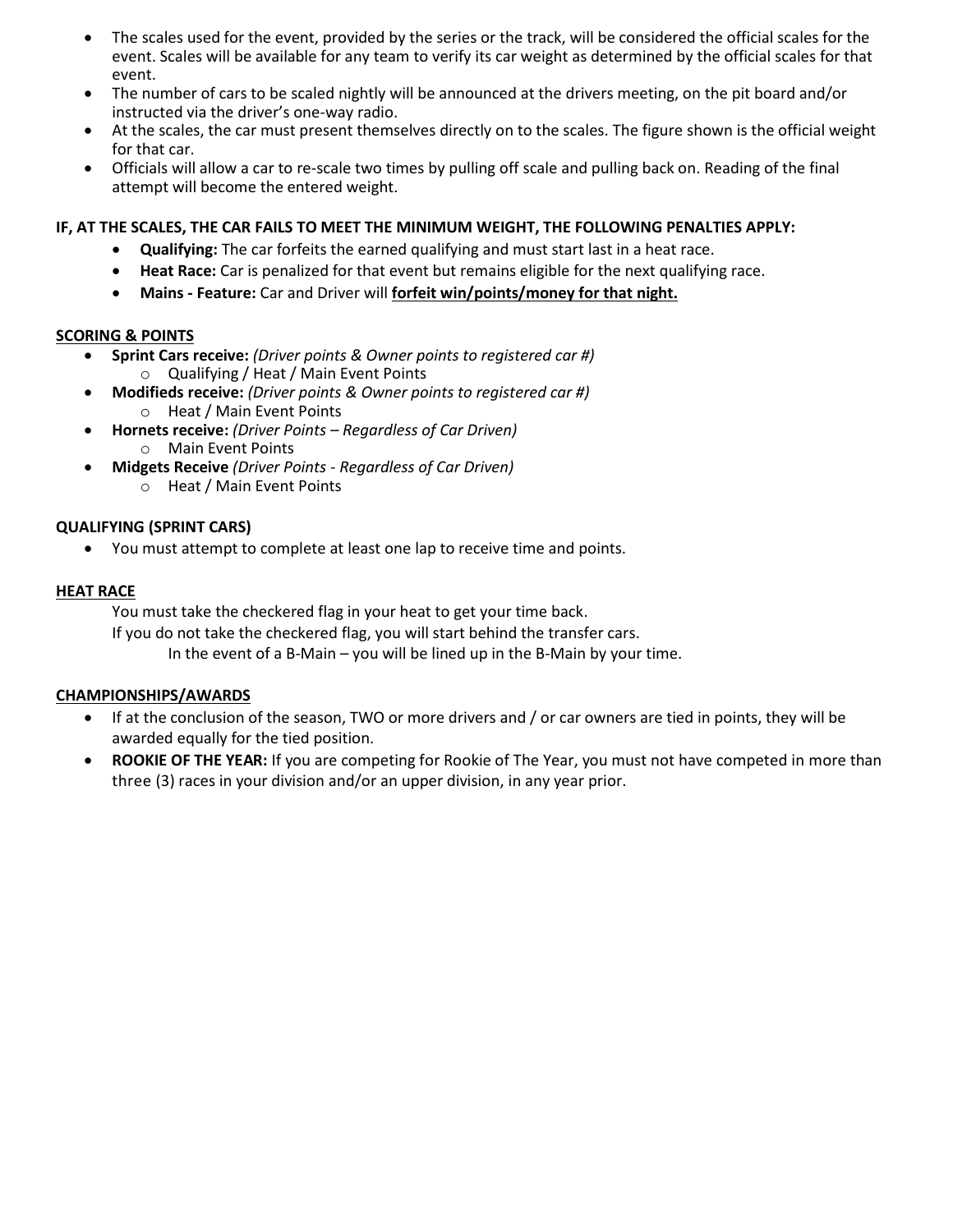- The scales used for the event, provided by the series or the track, will be considered the official scales for the event. Scales will be available for any team to verify its car weight as determined by the official scales for that event.
- The number of cars to be scaled nightly will be announced at the drivers meeting, on the pit board and/or instructed via the driver's one-way radio.
- At the scales, the car must present themselves directly on to the scales. The figure shown is the official weight for that car.
- Officials will allow a car to re-scale two times by pulling off scale and pulling back on. Reading of the final attempt will become the entered weight.

**IF, AT THE SCALES, THE CAR FAILS TO MEET THE MINIMUM WEIGHT, THE FOLLOWING PENALTIES APPLY:**

- **Qualifying:** The car forfeits the earned qualifying and must start last in a heat race.
- **Heat Race:** Car is penalized for that event but remains eligible for the next qualifying race.
- **Mains - Feature:** Car and Driver will **forfeit win/points/money for that night.**

**SCORING & POINTS**

- **Sprint Cars receive:** *(Driver points & Owner points to registered car #)*
  - Qualifying / Heat / Main Event Points
- **Modifieds receive:** *(Driver points & Owner points to registered car #)*
  - Heat / Main Event Points
- **Hornets receive:** *(Driver Points – Regardless of Car Driven)*
  - Main Event Points
- **Midgets Receive** *(Driver Points - Regardless of Car Driven)*
  - Heat / Main Event Points

**QUALIFYING (SPRINT CARS)**

- You must attempt to complete at least one lap to receive time and points.

**HEAT RACE**

You must take the checkered flag in your heat to get your time back.

If you do not take the checkered flag, you will start behind the transfer cars.

In the event of a B-Main – you will be lined up in the B-Main by your time.

**CHAMPIONSHIPS/AWARDS**

- If at the conclusion of the season, TWO or more drivers and / or car owners are tied in points, they will be awarded equally for the tied position.
- **ROOKIE OF THE YEAR:** If you are competing for Rookie of The Year, you must not have competed in more than three (3) races in your division and/or an upper division, in any year prior.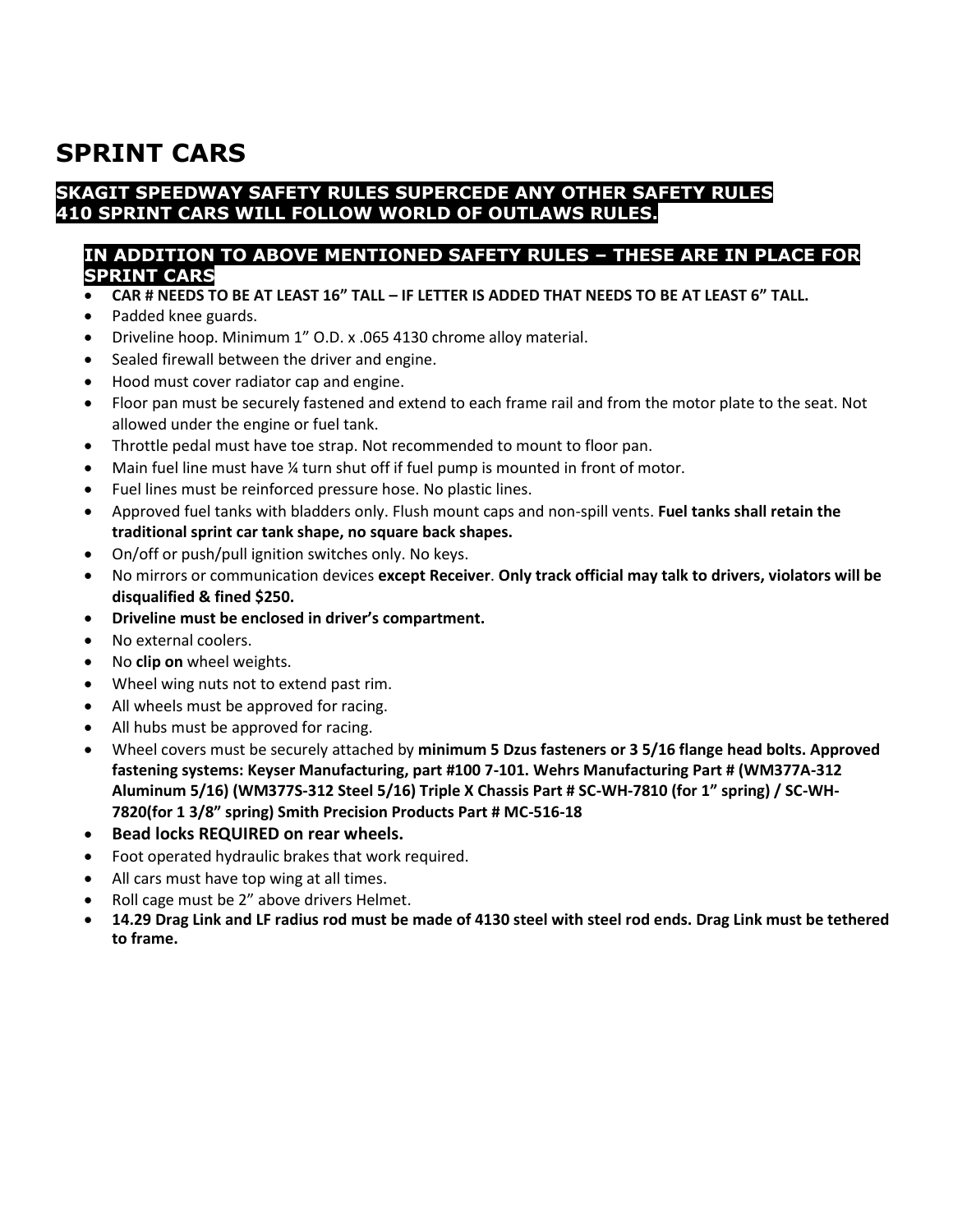# SPRINT CARS

**SKAGIT SPEEDWAY SAFETY RULES SUPERCEDE ANY OTHER SAFETY RULES**
**410 SPRINT CARS WILL FOLLOW WORLD OF OUTLAWS RULES.**

## IN ADDITION TO ABOVE MENTIONED SAFETY RULES – THESE ARE IN PLACE FOR SPRINT CARS

- **CAR # NEEDS TO BE AT LEAST 16" TALL – IF LETTER IS ADDED THAT NEEDS TO BE AT LEAST 6" TALL.**
- Padded knee guards.
- Driveline hoop. Minimum 1" O.D. x .065 4130 chrome alloy material.
- Sealed firewall between the driver and engine.
- Hood must cover radiator cap and engine.
- Floor pan must be securely fastened and extend to each frame rail and from the motor plate to the seat. Not allowed under the engine or fuel tank.
- Throttle pedal must have toe strap. Not recommended to mount to floor pan.
- Main fuel line must have ¼ turn shut off if fuel pump is mounted in front of motor.
- Fuel lines must be reinforced pressure hose. No plastic lines.
- Approved fuel tanks with bladders only. Flush mount caps and non-spill vents. **Fuel tanks shall retain the traditional sprint car tank shape, no square back shapes.**
- On/off or push/pull ignition switches only. No keys.
- No mirrors or communication devices **except Receiver**. **Only track official may talk to drivers, violators will be disqualified & fined $250.**
- **Driveline must be enclosed in driver's compartment.**
- No external coolers.
- No **clip on** wheel weights.
- Wheel wing nuts not to extend past rim.
- All wheels must be approved for racing.
- All hubs must be approved for racing.
- Wheel covers must be securely attached by **minimum 5 Dzus fasteners or 3 5/16 flange head bolts. Approved fastening systems: Keyser Manufacturing, part #100 7-101. Wehrs Manufacturing Part # (WM377A-312 Aluminum 5/16) (WM377S-312 Steel 5/16) Triple X Chassis Part # SC-WH-7810 (for 1" spring) / SC-WH-7820(for 1 3/8" spring) Smith Precision Products Part # MC-516-18**
- **Bead locks REQUIRED on rear wheels.**
- Foot operated hydraulic brakes that work required.
- All cars must have top wing at all times.
- Roll cage must be 2" above drivers Helmet.
- **14.29 Drag Link and LF radius rod must be made of 4130 steel with steel rod ends. Drag Link must be tethered to frame.**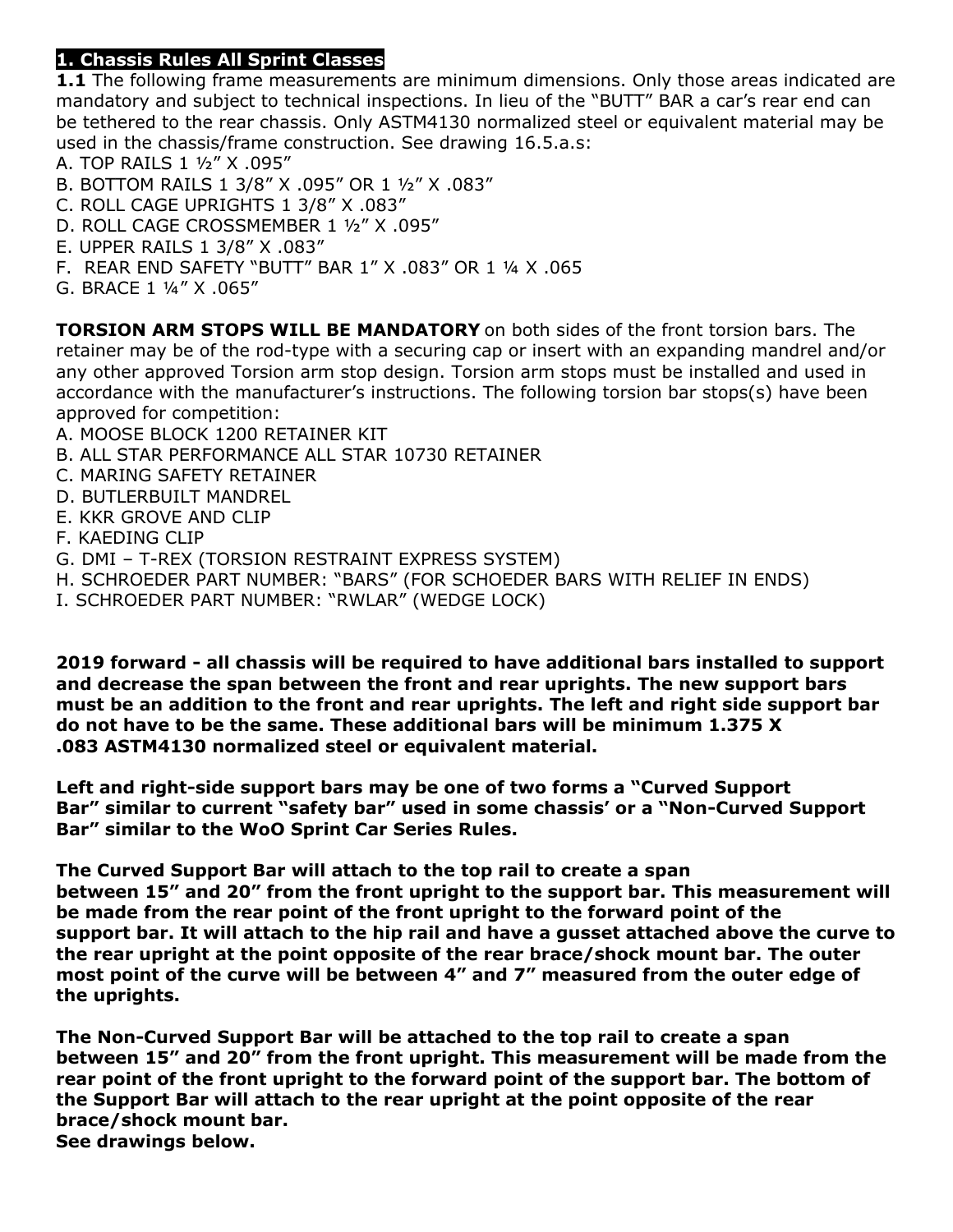## 1. Chassis Rules All Sprint Classes

**1.1** The following frame measurements are minimum dimensions. Only those areas indicated are mandatory and subject to technical inspections. In lieu of the "BUTT" BAR a car's rear end can be tethered to the rear chassis. Only ASTM4130 normalized steel or equivalent material may be used in the chassis/frame construction. See drawing 16.5.a.s:

A. TOP RAILS 1 ½" X .095"
B. BOTTOM RAILS 1 3/8" X .095" OR 1 ½" X .083"
C. ROLL CAGE UPRIGHTS 1 3/8" X .083"
D. ROLL CAGE CROSSMEMBER 1 ½" X .095"
E. UPPER RAILS 1 3/8" X .083"
F. REAR END SAFETY "BUTT" BAR 1" X .083" OR 1 ¼ X .065
G. BRACE 1 ¼" X .065"

**TORSION ARM STOPS WILL BE MANDATORY** on both sides of the front torsion bars. The retainer may be of the rod-type with a securing cap or insert with an expanding mandrel and/or any other approved Torsion arm stop design. Torsion arm stops must be installed and used in accordance with the manufacturer's instructions. The following torsion bar stops(s) have been approved for competition:

A. MOOSE BLOCK 1200 RETAINER KIT
B. ALL STAR PERFORMANCE ALL STAR 10730 RETAINER
C. MARING SAFETY RETAINER
D. BUTLERBUILT MANDREL
E. KKR GROVE AND CLIP
F. KAEDING CLIP
G. DMI – T-REX (TORSION RESTRAINT EXPRESS SYSTEM)
H. SCHROEDER PART NUMBER: "BARS" (FOR SCHOEDER BARS WITH RELIEF IN ENDS)
I. SCHROEDER PART NUMBER: "RWLAR" (WEDGE LOCK)

**2019 forward - all chassis will be required to have additional bars installed to support and decrease the span between the front and rear uprights. The new support bars must be an addition to the front and rear uprights. The left and right side support bar do not have to be the same. These additional bars will be minimum 1.375 X .083 ASTM4130 normalized steel or equivalent material.**

**Left and right-side support bars may be one of two forms a "Curved Support Bar" similar to current "safety bar" used in some chassis' or a "Non-Curved Support Bar" similar to the WoO Sprint Car Series Rules.**

**The Curved Support Bar will attach to the top rail to create a span between 15" and 20" from the front upright to the support bar. This measurement will be made from the rear point of the front upright to the forward point of the support bar. It will attach to the hip rail and have a gusset attached above the curve to the rear upright at the point opposite of the rear brace/shock mount bar. The outer most point of the curve will be between 4" and 7" measured from the outer edge of the uprights.**

**The Non-Curved Support Bar will be attached to the top rail to create a span between 15" and 20" from the front upright. This measurement will be made from the rear point of the front upright to the forward point of the support bar. The bottom of the Support Bar will attach to the rear upright at the point opposite of the rear brace/shock mount bar.**
**See drawings below.**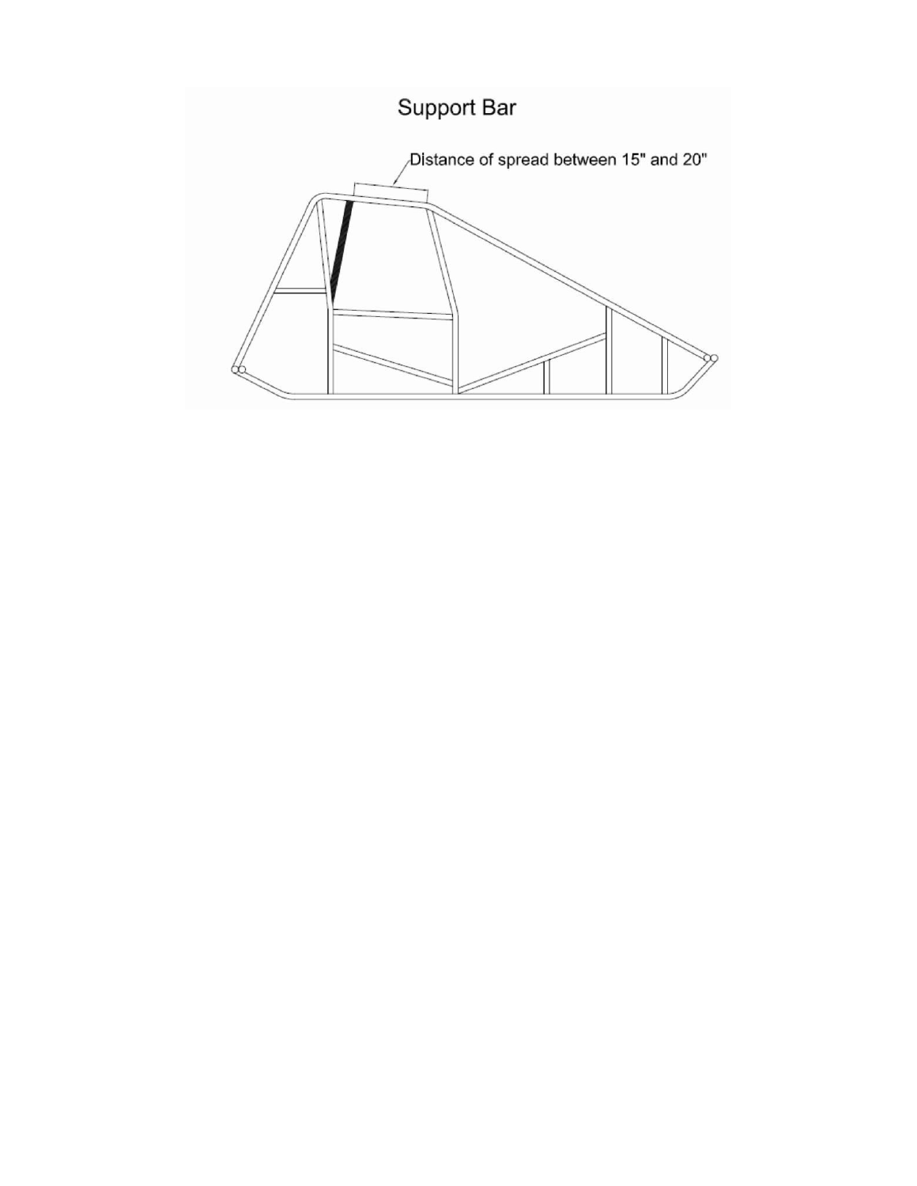Support Bar

Distance of spread between 15" and 20"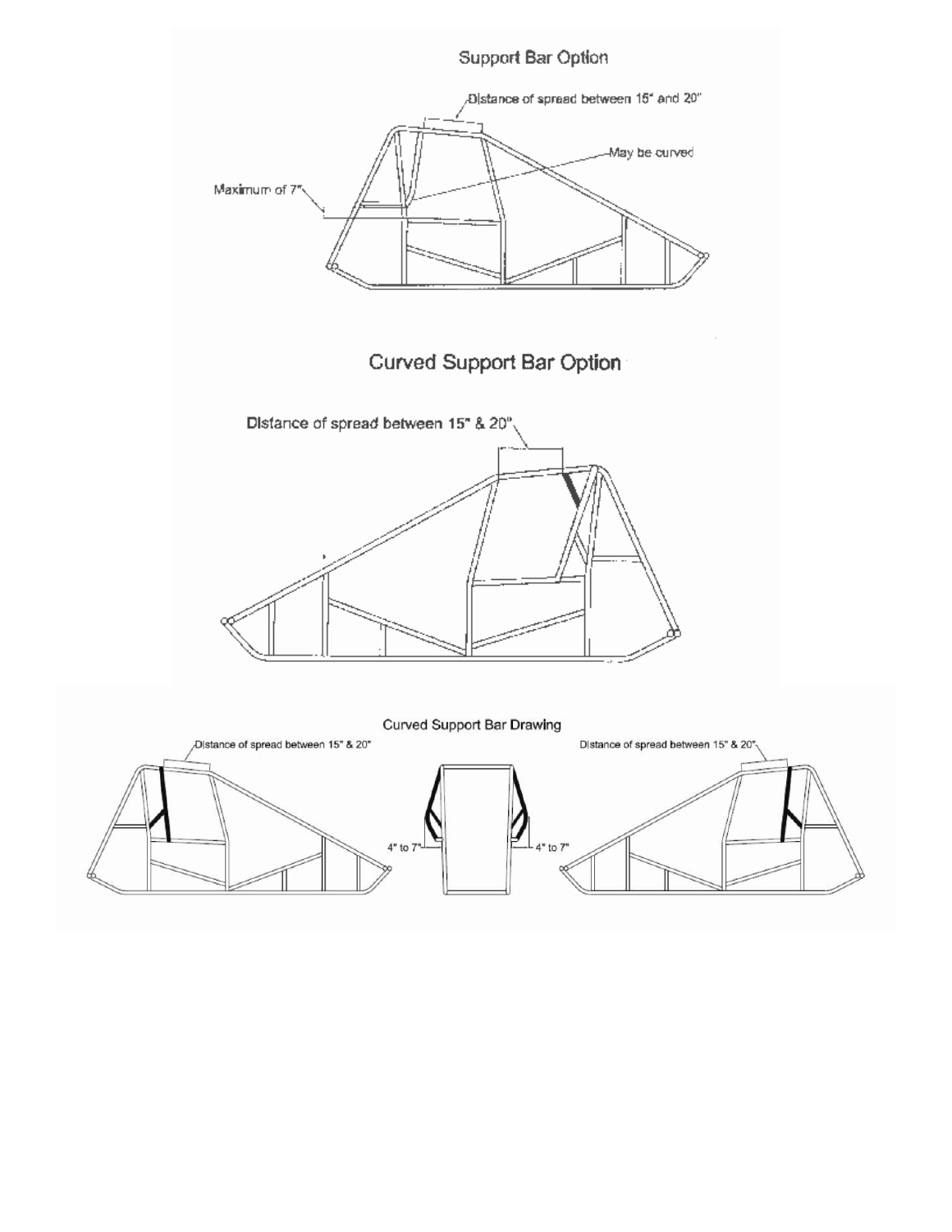## Support Bar Option

Distance of spread between 15" and 20"

May be curved

Maximum of 7"

## Curved Support Bar Option

Distance of spread between 15" & 20"

### Curved Support Bar Drawing

Distance of spread between 15" & 20"

4" to 7"

4" to 7"

Distance of spread between 15" & 20"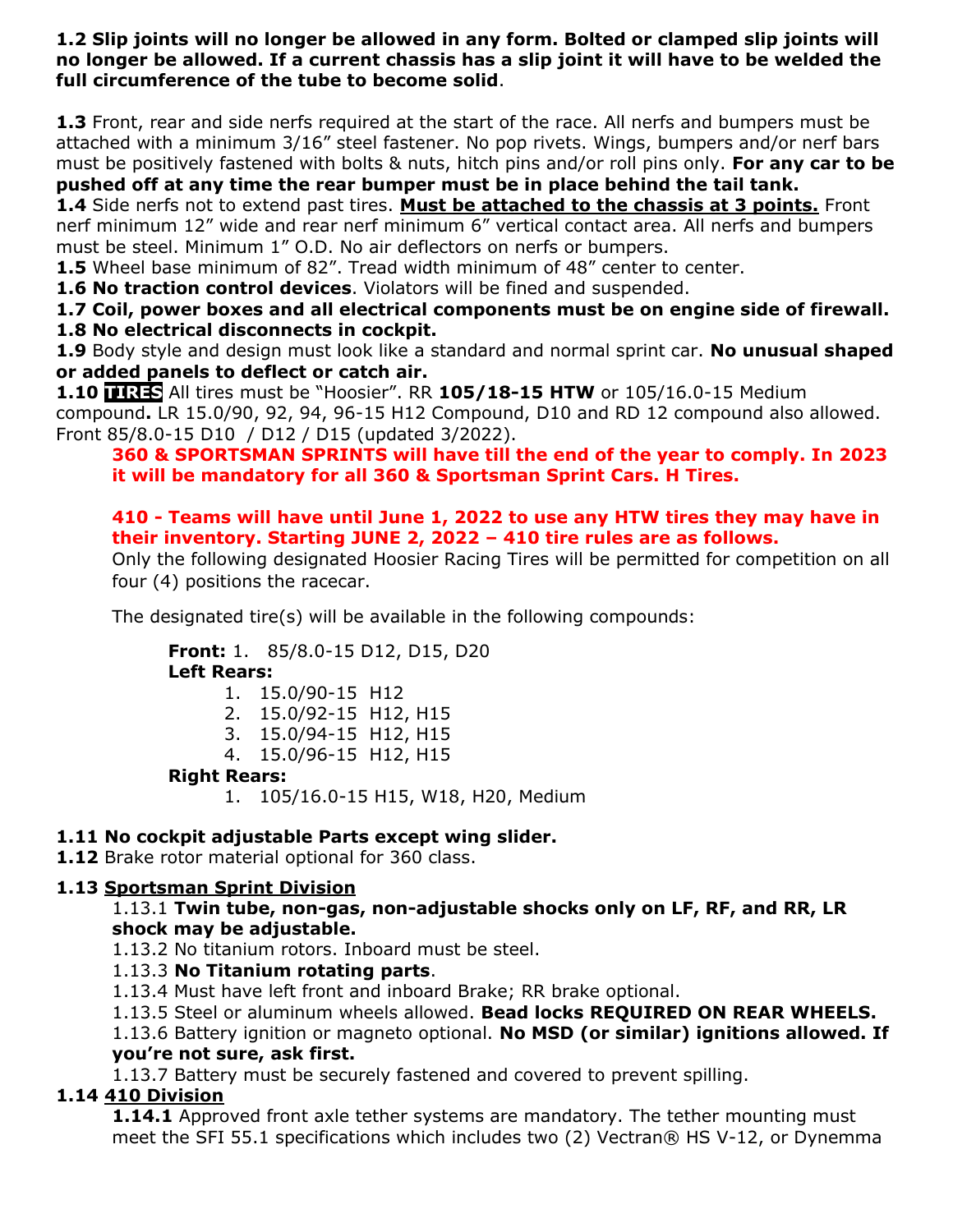**1.2 Slip joints will no longer be allowed in any form. Bolted or clamped slip joints will no longer be allowed. If a current chassis has a slip joint it will have to be welded the full circumference of the tube to become solid**.

**1.3** Front, rear and side nerfs required at the start of the race. All nerfs and bumpers must be attached with a minimum 3/16" steel fastener. No pop rivets. Wings, bumpers and/or nerf bars must be positively fastened with bolts & nuts, hitch pins and/or roll pins only. **For any car to be pushed off at any time the rear bumper must be in place behind the tail tank.**

**1.4** Side nerfs not to extend past tires. **Must be attached to the chassis at 3 points.** Front nerf minimum 12" wide and rear nerf minimum 6" vertical contact area. All nerfs and bumpers must be steel. Minimum 1" O.D. No air deflectors on nerfs or bumpers.

**1.5** Wheel base minimum of 82". Tread width minimum of 48" center to center.

**1.6 No traction control devices**. Violators will be fined and suspended.

**1.7 Coil, power boxes and all electrical components must be on engine side of firewall.**

**1.8 No electrical disconnects in cockpit.**

**1.9** Body style and design must look like a standard and normal sprint car. **No unusual shaped or added panels to deflect or catch air.**

**1.10 TIRES** All tires must be "Hoosier". RR **105/18-15 HTW** or 105/16.0-15 Medium compound**.** LR 15.0/90, 92, 94, 96-15 H12 Compound, D10 and RD 12 compound also allowed. Front 85/8.0-15 D10 / D12 / D15 (updated 3/2022).

**360 & SPORTSMAN SPRINTS will have till the end of the year to comply. In 2023 it will be mandatory for all 360 & Sportsman Sprint Cars. H Tires.**

**410 - Teams will have until June 1, 2022 to use any HTW tires they may have in their inventory. Starting JUNE 2, 2022 – 410 tire rules are as follows.**

Only the following designated Hoosier Racing Tires will be permitted for competition on all four (4) positions the racecar.

The designated tire(s) will be available in the following compounds:

**Front:** 1. 85/8.0-15 D12, D15, D20

**Left Rears:**

1. 15.0/90-15 H12
2. 15.0/92-15 H12, H15
3. 15.0/94-15 H12, H15
4. 15.0/96-15 H12, H15

**Right Rears:**

1. 105/16.0-15 H15, W18, H20, Medium

**1.11 No cockpit adjustable Parts except wing slider.**

**1.12** Brake rotor material optional for 360 class.

**1.13 Sportsman Sprint Division**

1.13.1 **Twin tube, non-gas, non-adjustable shocks only on LF, RF, and RR, LR shock may be adjustable.**

1.13.2 No titanium rotors. Inboard must be steel.

1.13.3 **No Titanium rotating parts**.

1.13.4 Must have left front and inboard Brake; RR brake optional.

1.13.5 Steel or aluminum wheels allowed. **Bead locks REQUIRED ON REAR WHEELS.**

1.13.6 Battery ignition or magneto optional. **No MSD (or similar) ignitions allowed. If you're not sure, ask first.**

1.13.7 Battery must be securely fastened and covered to prevent spilling.

**1.14 410 Division**

**1.14.1** Approved front axle tether systems are mandatory. The tether mounting must meet the SFI 55.1 specifications which includes two (2) Vectran® HS V-12, or Dynemma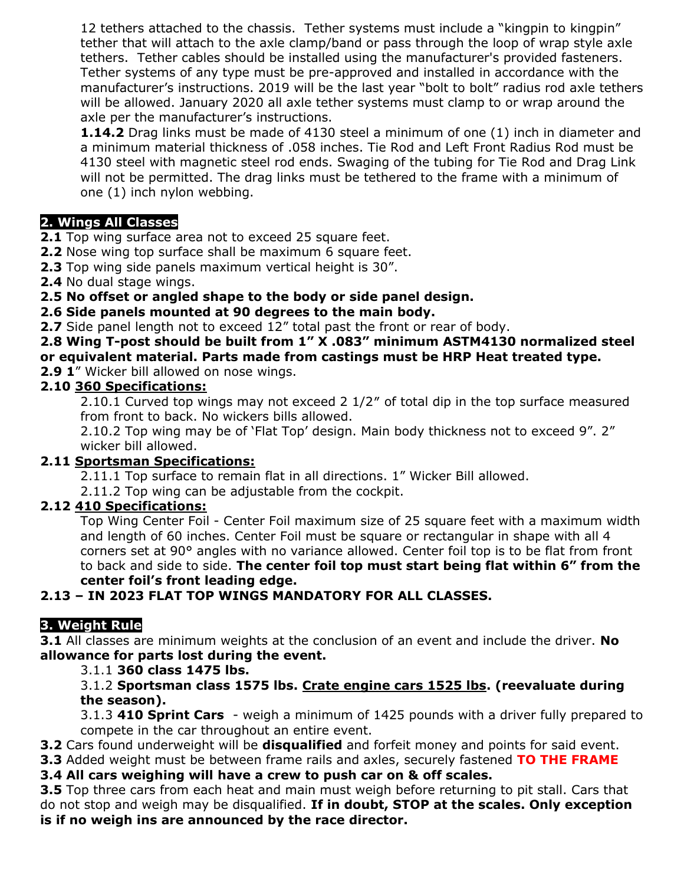12 tethers attached to the chassis. Tether systems must include a "kingpin to kingpin" tether that will attach to the axle clamp/band or pass through the loop of wrap style axle tethers. Tether cables should be installed using the manufacturer's provided fasteners. Tether systems of any type must be pre-approved and installed in accordance with the manufacturer's instructions. 2019 will be the last year "bolt to bolt" radius rod axle tethers will be allowed. January 2020 all axle tether systems must clamp to or wrap around the axle per the manufacturer's instructions.

**1.14.2** Drag links must be made of 4130 steel a minimum of one (1) inch in diameter and a minimum material thickness of .058 inches. Tie Rod and Left Front Radius Rod must be 4130 steel with magnetic steel rod ends. Swaging of the tubing for Tie Rod and Drag Link will not be permitted. The drag links must be tethered to the frame with a minimum of one (1) inch nylon webbing.

## 2. Wings All Classes

**2.1** Top wing surface area not to exceed 25 square feet.
**2.2** Nose wing top surface shall be maximum 6 square feet.
**2.3** Top wing side panels maximum vertical height is 30".
**2.4** No dual stage wings.
**2.5 No offset or angled shape to the body or side panel design.**
**2.6 Side panels mounted at 90 degrees to the main body.**
**2.7** Side panel length not to exceed 12" total past the front or rear of body.
**2.8 Wing T-post should be built from 1" X .083" minimum ASTM4130 normalized steel or equivalent material. Parts made from castings must be HRP Heat treated type.**
**2.9 1**" Wicker bill allowed on nose wings.

**2.10 360 Specifications:**

2.10.1 Curved top wings may not exceed 2 1/2" of total dip in the top surface measured from front to back. No wickers bills allowed.

2.10.2 Top wing may be of 'Flat Top' design. Main body thickness not to exceed 9". 2" wicker bill allowed.

**2.11 Sportsman Specifications:**

2.11.1 Top surface to remain flat in all directions. 1" Wicker Bill allowed.

2.11.2 Top wing can be adjustable from the cockpit.

**2.12 410 Specifications:**

Top Wing Center Foil - Center Foil maximum size of 25 square feet with a maximum width and length of 60 inches. Center Foil must be square or rectangular in shape with all 4 corners set at 90° angles with no variance allowed. Center foil top is to be flat from front to back and side to side. **The center foil top must start being flat within 6" from the center foil's front leading edge.**

**2.13 – IN 2023 FLAT TOP WINGS MANDATORY FOR ALL CLASSES.**

## 3. Weight Rule

**3.1** All classes are minimum weights at the conclusion of an event and include the driver. **No allowance for parts lost during the event.**

3.1.1 **360 class 1475 lbs.**

3.1.2 **Sportsman class 1575 lbs. Crate engine cars 1525 lbs. (reevaluate during the season).**

3.1.3 **410 Sprint Cars** - weigh a minimum of 1425 pounds with a driver fully prepared to compete in the car throughout an entire event.

**3.2** Cars found underweight will be **disqualified** and forfeit money and points for said event.
**3.3** Added weight must be between frame rails and axles, securely fastened **TO THE FRAME**
**3.4 All cars weighing will have a crew to push car on & off scales.**
**3.5** Top three cars from each heat and main must weigh before returning to pit stall. Cars that do not stop and weigh may be disqualified. **If in doubt, STOP at the scales. Only exception is if no weigh ins are announced by the race director.**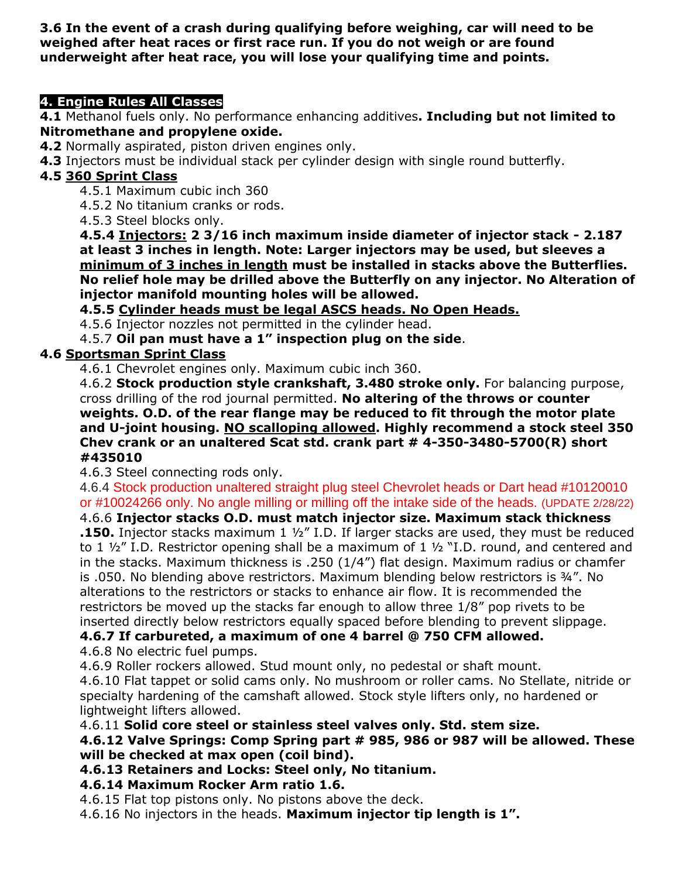**3.6 In the event of a crash during qualifying before weighing, car will need to be weighed after heat races or first race run. If you do not weigh or are found underweight after heat race, you will lose your qualifying time and points.**

## 4. Engine Rules All Classes

**4.1** Methanol fuels only. No performance enhancing additives**. Including but not limited to Nitromethane and propylene oxide.**

**4.2** Normally aspirated, piston driven engines only.

**4.3** Injectors must be individual stack per cylinder design with single round butterfly.

### 4.5 360 Sprint Class

4.5.1 Maximum cubic inch 360

4.5.2 No titanium cranks or rods.

4.5.3 Steel blocks only.

**4.5.4 Injectors: 2 3/16 inch maximum inside diameter of injector stack - 2.187 at least 3 inches in length. Note: Larger injectors may be used, but sleeves a minimum of 3 inches in length must be installed in stacks above the Butterflies. No relief hole may be drilled above the Butterfly on any injector. No Alteration of injector manifold mounting holes will be allowed.**

**4.5.5 Cylinder heads must be legal ASCS heads. No Open Heads.**

4.5.6 Injector nozzles not permitted in the cylinder head.

4.5.7 **Oil pan must have a 1" inspection plug on the side**.

### 4.6 Sportsman Sprint Class

4.6.1 Chevrolet engines only. Maximum cubic inch 360.

4.6.2 **Stock production style crankshaft, 3.480 stroke only.** For balancing purpose, cross drilling of the rod journal permitted. **No altering of the throws or counter weights. O.D. of the rear flange may be reduced to fit through the motor plate and U-joint housing. NO scalloping allowed. Highly recommend a stock steel 350 Chev crank or an unaltered Scat std. crank part # 4-350-3480-5700(R) short #435010**

4.6.3 Steel connecting rods only.

4.6.4 Stock production unaltered straight plug steel Chevrolet heads or Dart head #10120010 or #10024266 only. No angle milling or milling off the intake side of the heads. (UPDATE 2/28/22)

4.6.6 **Injector stacks O.D. must match injector size. Maximum stack thickness .150.** Injector stacks maximum 1 ½" I.D. If larger stacks are used, they must be reduced to 1 ½" I.D. Restrictor opening shall be a maximum of 1 ½ "I.D. round, and centered and in the stacks. Maximum thickness is .250 (1/4") flat design. Maximum radius or chamfer is .050. No blending above restrictors. Maximum blending below restrictors is ¾". No alterations to the restrictors or stacks to enhance air flow. It is recommended the restrictors be moved up the stacks far enough to allow three 1/8" pop rivets to be inserted directly below restrictors equally spaced before blending to prevent slippage.

**4.6.7 If carbureted, a maximum of one 4 barrel @ 750 CFM allowed.**

4.6.8 No electric fuel pumps.

4.6.9 Roller rockers allowed. Stud mount only, no pedestal or shaft mount.

4.6.10 Flat tappet or solid cams only. No mushroom or roller cams. No Stellate, nitride or specialty hardening of the camshaft allowed. Stock style lifters only, no hardened or lightweight lifters allowed.

4.6.11 **Solid core steel or stainless steel valves only. Std. stem size.**

**4.6.12 Valve Springs: Comp Spring part # 985, 986 or 987 will be allowed. These will be checked at max open (coil bind).**

**4.6.13 Retainers and Locks: Steel only, No titanium.**

**4.6.14 Maximum Rocker Arm ratio 1.6.**

4.6.15 Flat top pistons only. No pistons above the deck.

4.6.16 No injectors in the heads. **Maximum injector tip length is 1".**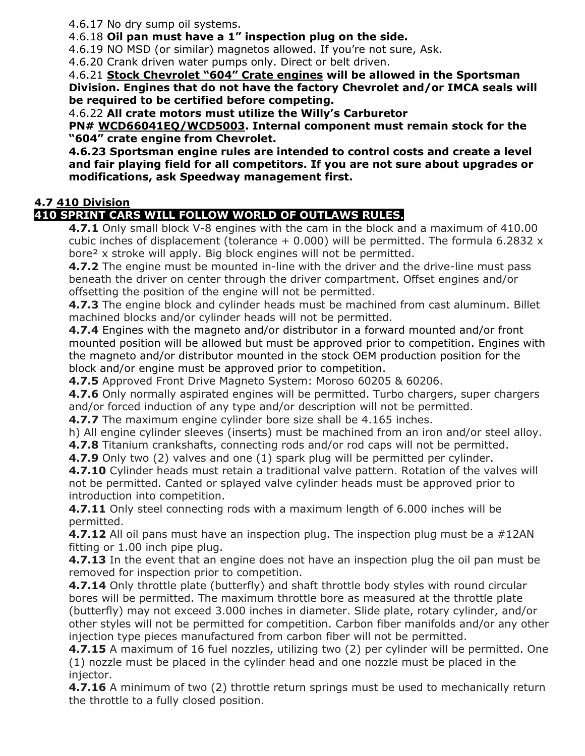4.6.17 No dry sump oil systems.

4.6.18 **Oil pan must have a 1" inspection plug on the side.**

4.6.19 NO MSD (or similar) magnetos allowed. If you're not sure, Ask.

4.6.20 Crank driven water pumps only. Direct or belt driven.

4.6.21 **<u>Stock Chevrolet "604" Crate engines</u> will be allowed in the Sportsman Division. Engines that do not have the factory Chevrolet and/or IMCA seals will be required to be certified before competing.**

4.6.22 **All crate motors must utilize the Willy's Carburetor PN# <u>WCD66041EQ/WCD5003</u>. Internal component must remain stock for the "604" crate engine from Chevrolet.**

**4.6.23 Sportsman engine rules are intended to control costs and create a level and fair playing field for all competitors. If you are not sure about upgrades or modifications, ask Speedway management first.**

## 4.7 <u>410 Division</u>

**410 SPRINT CARS WILL FOLLOW WORLD OF OUTLAWS RULES.**

**4.7.1** Only small block V-8 engines with the cam in the block and a maximum of 410.00 cubic inches of displacement (tolerance + 0.000) will be permitted. The formula 6.2832 x bore² x stroke will apply. Big block engines will not be permitted.

**4.7.2** The engine must be mounted in-line with the driver and the drive-line must pass beneath the driver on center through the driver compartment. Offset engines and/or offsetting the position of the engine will not be permitted.

**4.7.3** The engine block and cylinder heads must be machined from cast aluminum. Billet machined blocks and/or cylinder heads will not be permitted.

**4.7.4** Engines with the magneto and/or distributor in a forward mounted and/or front mounted position will be allowed but must be approved prior to competition. Engines with the magneto and/or distributor mounted in the stock OEM production position for the block and/or engine must be approved prior to competition.

**4.7.5** Approved Front Drive Magneto System: Moroso 60205 & 60206.

**4.7.6** Only normally aspirated engines will be permitted. Turbo chargers, super chargers and/or forced induction of any type and/or description will not be permitted.

**4.7.7** The maximum engine cylinder bore size shall be 4.165 inches.

h) All engine cylinder sleeves (inserts) must be machined from an iron and/or steel alloy.

**4.7.8** Titanium crankshafts, connecting rods and/or rod caps will not be permitted.

**4.7.9** Only two (2) valves and one (1) spark plug will be permitted per cylinder.

**4.7.10** Cylinder heads must retain a traditional valve pattern. Rotation of the valves will not be permitted. Canted or splayed valve cylinder heads must be approved prior to introduction into competition.

**4.7.11** Only steel connecting rods with a maximum length of 6.000 inches will be permitted.

**4.7.12** All oil pans must have an inspection plug. The inspection plug must be a #12AN fitting or 1.00 inch pipe plug.

**4.7.13** In the event that an engine does not have an inspection plug the oil pan must be removed for inspection prior to competition.

**4.7.14** Only throttle plate (butterfly) and shaft throttle body styles with round circular bores will be permitted. The maximum throttle bore as measured at the throttle plate (butterfly) may not exceed 3.000 inches in diameter. Slide plate, rotary cylinder, and/or other styles will not be permitted for competition. Carbon fiber manifolds and/or any other injection type pieces manufactured from carbon fiber will not be permitted.

**4.7.15** A maximum of 16 fuel nozzles, utilizing two (2) per cylinder will be permitted. One (1) nozzle must be placed in the cylinder head and one nozzle must be placed in the injector.

**4.7.16** A minimum of two (2) throttle return springs must be used to mechanically return the throttle to a fully closed position.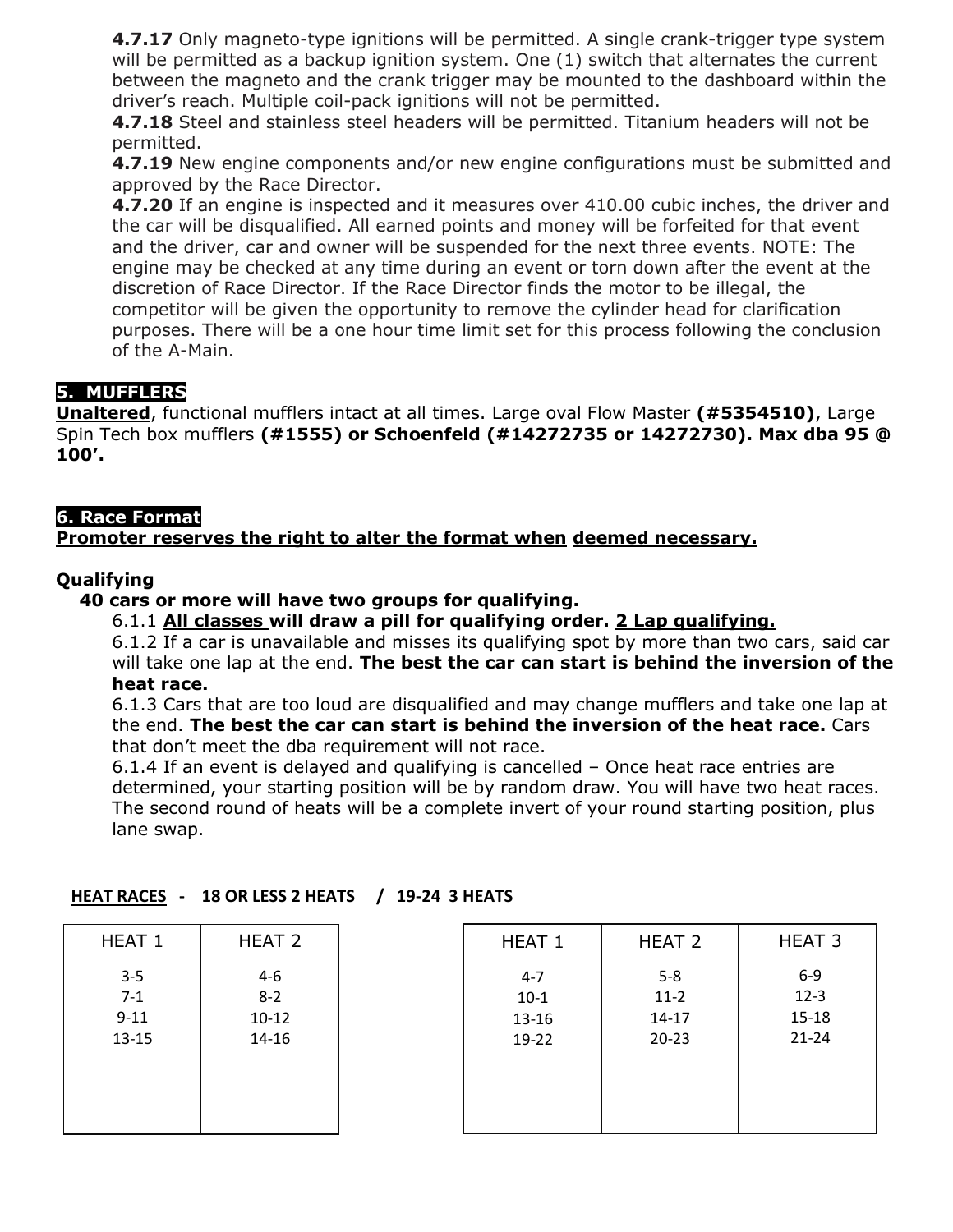**4.7.17** Only magneto-type ignitions will be permitted. A single crank-trigger type system will be permitted as a backup ignition system. One (1) switch that alternates the current between the magneto and the crank trigger may be mounted to the dashboard within the driver's reach. Multiple coil-pack ignitions will not be permitted.

**4.7.18** Steel and stainless steel headers will be permitted. Titanium headers will not be permitted.

**4.7.19** New engine components and/or new engine configurations must be submitted and approved by the Race Director.

**4.7.20** If an engine is inspected and it measures over 410.00 cubic inches, the driver and the car will be disqualified. All earned points and money will be forfeited for that event and the driver, car and owner will be suspended for the next three events. NOTE: The engine may be checked at any time during an event or torn down after the event at the discretion of Race Director. If the Race Director finds the motor to be illegal, the competitor will be given the opportunity to remove the cylinder head for clarification purposes. There will be a one hour time limit set for this process following the conclusion of the A-Main.

## 5. MUFFLERS

**Unaltered**, functional mufflers intact at all times. Large oval Flow Master **(#5354510)**, Large Spin Tech box mufflers **(#1555) or Schoenfeld (#14272735 or 14272730). Max dba 95 @ 100'.**

## 6. Race Format

**Promoter reserves the right to alter the format when deemed necessary.**

### Qualifying

**40 cars or more will have two groups for qualifying.**

6.1.1 **All classes will draw a pill for qualifying order. 2 Lap qualifying.**

6.1.2 If a car is unavailable and misses its qualifying spot by more than two cars, said car will take one lap at the end. **The best the car can start is behind the inversion of the heat race.**

6.1.3 Cars that are too loud are disqualified and may change mufflers and take one lap at the end. **The best the car can start is behind the inversion of the heat race.** Cars that don't meet the dba requirement will not race.

6.1.4 If an event is delayed and qualifying is cancelled – Once heat race entries are determined, your starting position will be by random draw. You will have two heat races. The second round of heats will be a complete invert of your round starting position, plus lane swap.

**HEAT RACES - 18 OR LESS 2 HEATS / 19-24 3 HEATS**

| HEAT 1 | HEAT 2 |
|---|---|
| 3-5 | 4-6 |
| 7-1 | 8-2 |
| 9-11 | 10-12 |
| 13-15 | 14-16 |

| HEAT 1 | HEAT 2 | HEAT 3 |
|---|---|---|
| 4-7 | 5-8 | 6-9 |
| 10-1 | 11-2 | 12-3 |
| 13-16 | 14-17 | 15-18 |
| 19-22 | 20-23 | 21-24 |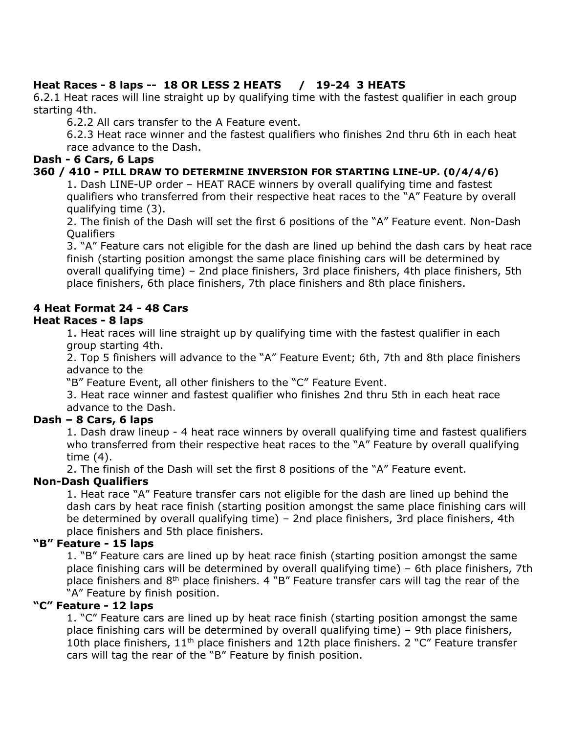**Heat Races - 8 laps -- 18 OR LESS 2 HEATS / 19-24 3 HEATS**

6.2.1 Heat races will line straight up by qualifying time with the fastest qualifier in each group starting 4th.

6.2.2 All cars transfer to the A Feature event.

6.2.3 Heat race winner and the fastest qualifiers who finishes 2nd thru 6th in each heat race advance to the Dash.

**Dash - 6 Cars, 6 Laps**

**360 / 410 - PILL DRAW TO DETERMINE INVERSION FOR STARTING LINE-UP. (0/4/4/6)**

1. Dash LINE-UP order – HEAT RACE winners by overall qualifying time and fastest qualifiers who transferred from their respective heat races to the "A" Feature by overall qualifying time (3).
2. The finish of the Dash will set the first 6 positions of the "A" Feature event. Non-Dash Qualifiers
3. "A" Feature cars not eligible for the dash are lined up behind the dash cars by heat race finish (starting position amongst the same place finishing cars will be determined by overall qualifying time) – 2nd place finishers, 3rd place finishers, 4th place finishers, 5th place finishers, 6th place finishers, 7th place finishers and 8th place finishers.

**4 Heat Format 24 - 48 Cars**

**Heat Races - 8 laps**

1. Heat races will line straight up by qualifying time with the fastest qualifier in each group starting 4th.
2. Top 5 finishers will advance to the "A" Feature Event; 6th, 7th and 8th place finishers advance to the
"B" Feature Event, all other finishers to the "C" Feature Event.
3. Heat race winner and fastest qualifier who finishes 2nd thru 5th in each heat race advance to the Dash.

**Dash – 8 Cars, 6 laps**

1. Dash draw lineup - 4 heat race winners by overall qualifying time and fastest qualifiers who transferred from their respective heat races to the "A" Feature by overall qualifying time (4).
2. The finish of the Dash will set the first 8 positions of the "A" Feature event.

**Non-Dash Qualifiers**

1. Heat race "A" Feature transfer cars not eligible for the dash are lined up behind the dash cars by heat race finish (starting position amongst the same place finishing cars will be determined by overall qualifying time) – 2nd place finishers, 3rd place finishers, 4th place finishers and 5th place finishers.

**"B" Feature - 15 laps**

1. "B" Feature cars are lined up by heat race finish (starting position amongst the same place finishing cars will be determined by overall qualifying time) – 6th place finishers, 7th place finishers and 8th place finishers. 4 "B" Feature transfer cars will tag the rear of the "A" Feature by finish position.

**"C" Feature - 12 laps**

1. "C" Feature cars are lined up by heat race finish (starting position amongst the same place finishing cars will be determined by overall qualifying time) – 9th place finishers, 10th place finishers, 11th place finishers and 12th place finishers. 2 "C" Feature transfer cars will tag the rear of the "B" Feature by finish position.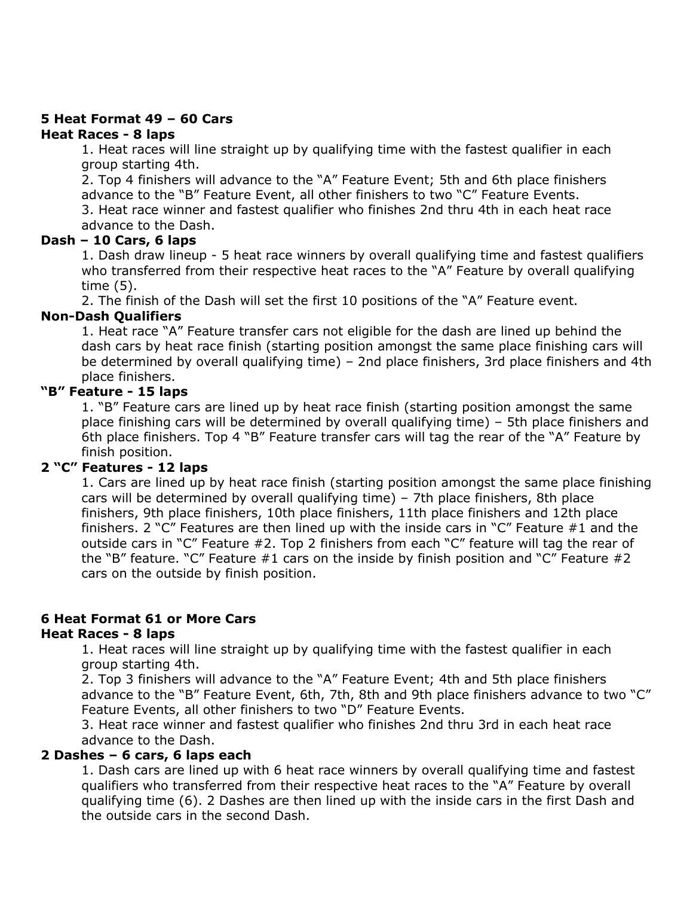**5 Heat Format 49 – 60 Cars**

**Heat Races - 8 laps**

1. Heat races will line straight up by qualifying time with the fastest qualifier in each group starting 4th.
2. Top 4 finishers will advance to the "A" Feature Event; 5th and 6th place finishers advance to the "B" Feature Event, all other finishers to two "C" Feature Events.
3. Heat race winner and fastest qualifier who finishes 2nd thru 4th in each heat race advance to the Dash.

**Dash – 10 Cars, 6 laps**

1. Dash draw lineup - 5 heat race winners by overall qualifying time and fastest qualifiers who transferred from their respective heat races to the "A" Feature by overall qualifying time (5).
2. The finish of the Dash will set the first 10 positions of the "A" Feature event.

**Non-Dash Qualifiers**

1. Heat race "A" Feature transfer cars not eligible for the dash are lined up behind the dash cars by heat race finish (starting position amongst the same place finishing cars will be determined by overall qualifying time) – 2nd place finishers, 3rd place finishers and 4th place finishers.

**"B" Feature - 15 laps**

1. "B" Feature cars are lined up by heat race finish (starting position amongst the same place finishing cars will be determined by overall qualifying time) – 5th place finishers and 6th place finishers. Top 4 "B" Feature transfer cars will tag the rear of the "A" Feature by finish position.

**2 "C" Features - 12 laps**

1. Cars are lined up by heat race finish (starting position amongst the same place finishing cars will be determined by overall qualifying time) – 7th place finishers, 8th place finishers, 9th place finishers, 10th place finishers, 11th place finishers and 12th place finishers. 2 "C" Features are then lined up with the inside cars in "C" Feature #1 and the outside cars in "C" Feature #2. Top 2 finishers from each "C" feature will tag the rear of the "B" feature. "C" Feature #1 cars on the inside by finish position and "C" Feature #2 cars on the outside by finish position.

**6 Heat Format 61 or More Cars**

**Heat Races - 8 laps**

1. Heat races will line straight up by qualifying time with the fastest qualifier in each group starting 4th.
2. Top 3 finishers will advance to the "A" Feature Event; 4th and 5th place finishers advance to the "B" Feature Event, 6th, 7th, 8th and 9th place finishers advance to two "C" Feature Events, all other finishers to two "D" Feature Events.
3. Heat race winner and fastest qualifier who finishes 2nd thru 3rd in each heat race advance to the Dash.

**2 Dashes – 6 cars, 6 laps each**

1. Dash cars are lined up with 6 heat race winners by overall qualifying time and fastest qualifiers who transferred from their respective heat races to the "A" Feature by overall qualifying time (6). 2 Dashes are then lined up with the inside cars in the first Dash and the outside cars in the second Dash.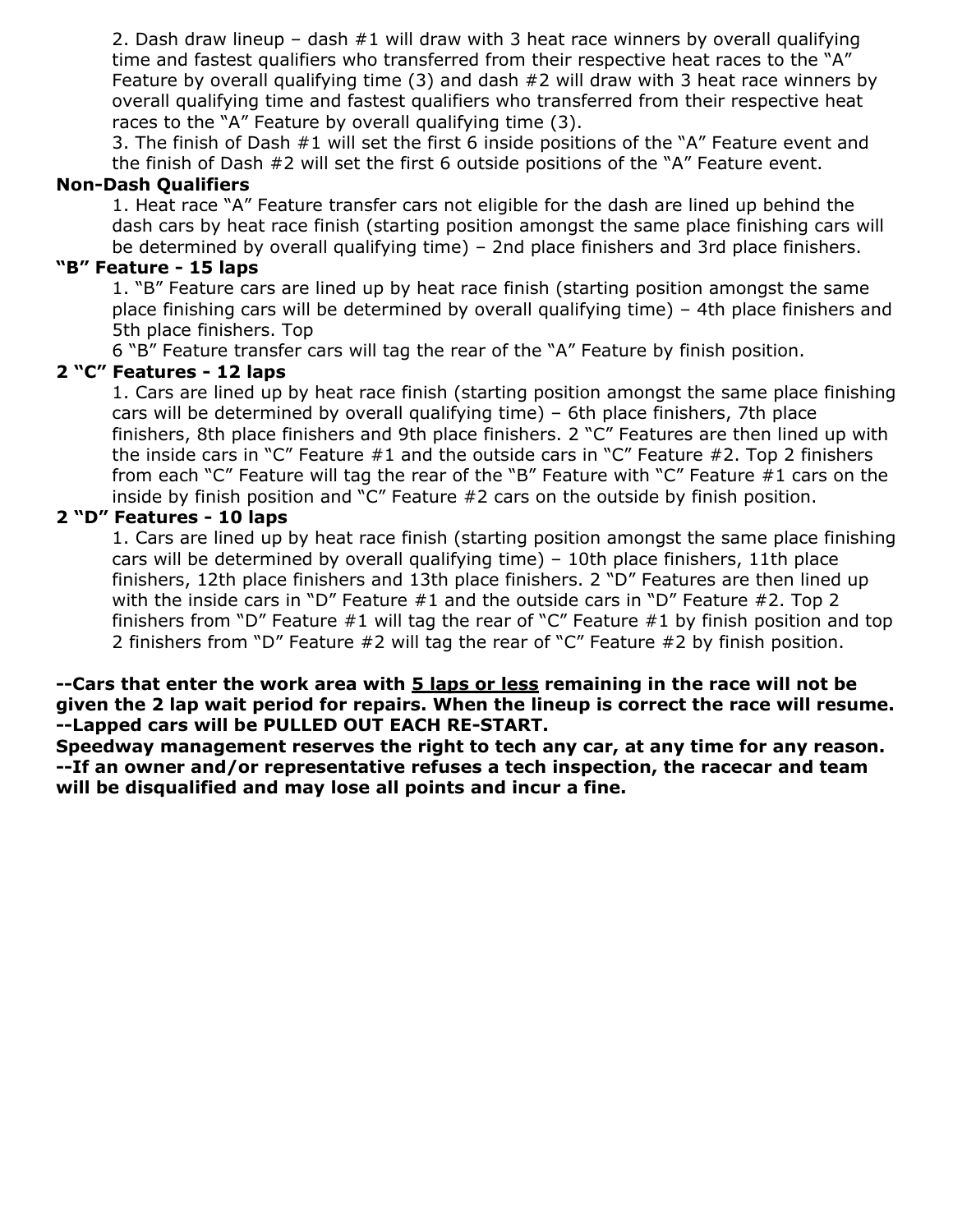2. Dash draw lineup – dash #1 will draw with 3 heat race winners by overall qualifying time and fastest qualifiers who transferred from their respective heat races to the "A" Feature by overall qualifying time (3) and dash #2 will draw with 3 heat race winners by overall qualifying time and fastest qualifiers who transferred from their respective heat races to the "A" Feature by overall qualifying time (3).

3. The finish of Dash #1 will set the first 6 inside positions of the "A" Feature event and the finish of Dash #2 will set the first 6 outside positions of the "A" Feature event.

**Non-Dash Qualifiers**

1. Heat race "A" Feature transfer cars not eligible for the dash are lined up behind the dash cars by heat race finish (starting position amongst the same place finishing cars will be determined by overall qualifying time) – 2nd place finishers and 3rd place finishers.

**"B" Feature - 15 laps**

1. "B" Feature cars are lined up by heat race finish (starting position amongst the same place finishing cars will be determined by overall qualifying time) – 4th place finishers and 5th place finishers. Top
6 "B" Feature transfer cars will tag the rear of the "A" Feature by finish position.

**2 "C" Features - 12 laps**

1. Cars are lined up by heat race finish (starting position amongst the same place finishing cars will be determined by overall qualifying time) – 6th place finishers, 7th place finishers, 8th place finishers and 9th place finishers. 2 "C" Features are then lined up with the inside cars in "C" Feature #1 and the outside cars in "C" Feature #2. Top 2 finishers from each "C" Feature will tag the rear of the "B" Feature with "C" Feature #1 cars on the inside by finish position and "C" Feature #2 cars on the outside by finish position.

**2 "D" Features - 10 laps**

1. Cars are lined up by heat race finish (starting position amongst the same place finishing cars will be determined by overall qualifying time) – 10th place finishers, 11th place finishers, 12th place finishers and 13th place finishers. 2 "D" Features are then lined up with the inside cars in "D" Feature #1 and the outside cars in "D" Feature #2. Top 2 finishers from "D" Feature #1 will tag the rear of "C" Feature #1 by finish position and top 2 finishers from "D" Feature #2 will tag the rear of "C" Feature #2 by finish position.

**--Cars that enter the work area with <u>5 laps or less</u> remaining in the race will not be given the 2 lap wait period for repairs. When the lineup is correct the race will resume.**
**--Lapped cars will be PULLED OUT EACH RE-START.**
**Speedway management reserves the right to tech any car, at any time for any reason.**
**--If an owner and/or representative refuses a tech inspection, the racecar and team will be disqualified and may lose all points and incur a fine.**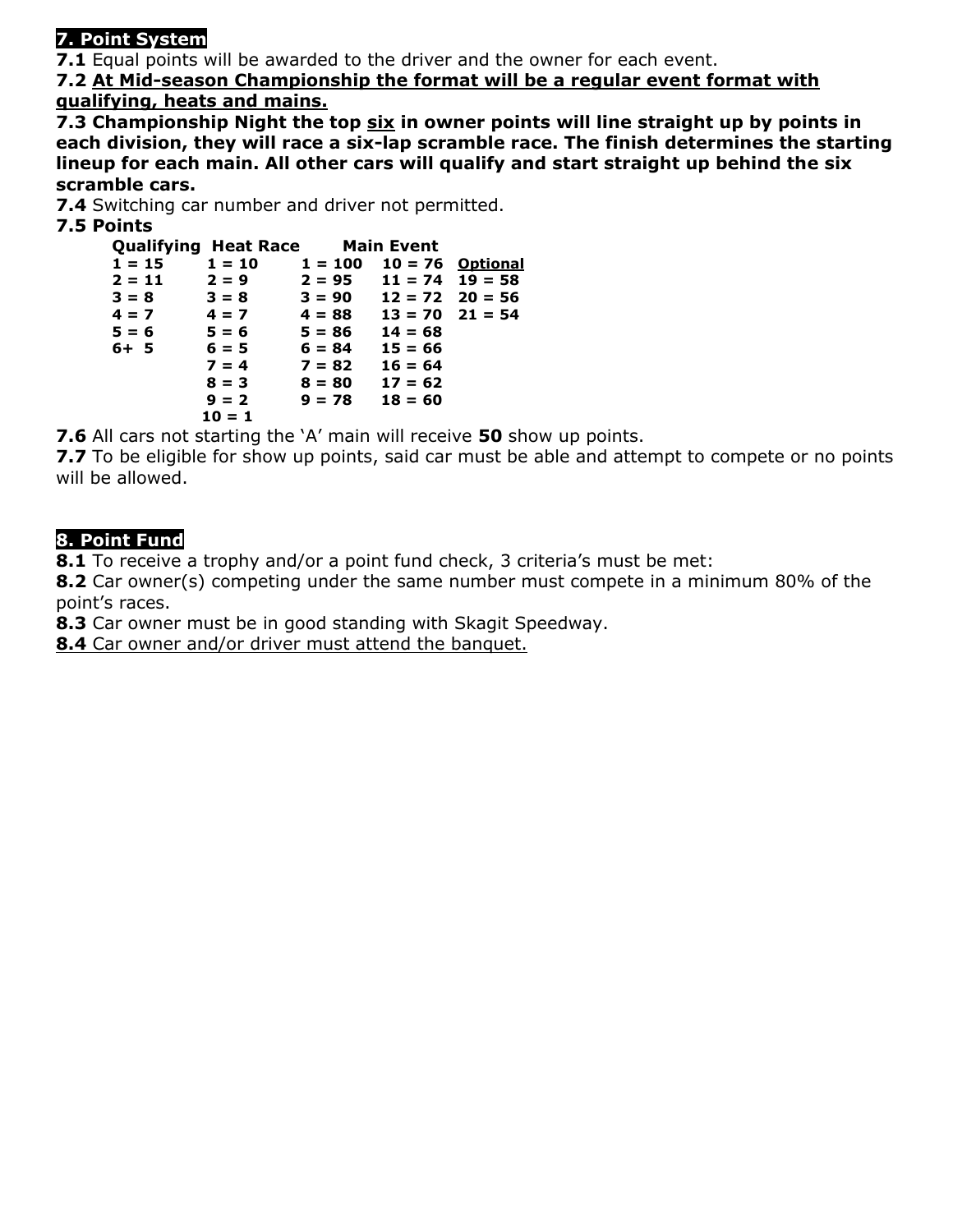## 7. Point System

**7.1** Equal points will be awarded to the driver and the owner for each event.

**7.2 <u>At Mid-season Championship the format will be a regular event format with qualifying, heats and mains.</u>**

**7.3 Championship Night the top <u>six</u> in owner points will line straight up by points in each division, they will race a six-lap scramble race. The finish determines the starting lineup for each main. All other cars will qualify and start straight up behind the six scramble cars.**

**7.4** Switching car number and driver not permitted.

**7.5 Points**

| Qualifying | Heat Race | Main Event | | **<u>Optional</u>** |
|---|---|---|---|---|
| **1 = 15** | **1 = 10** | **1 = 100** | **10 = 76** | **19 = 58** |
| **2 = 11** | **2 = 9** | **2 = 95** | **11 = 74** | **20 = 56** |
| **3 = 8** | **3 = 8** | **3 = 90** | **12 = 72** | **21 = 54** |
| **4 = 7** | **4 = 7** | **4 = 88** | **13 = 70** | |
| **5 = 6** | **5 = 6** | **5 = 86** | **14 = 68** | |
| **6+ 5** | **6 = 5** | **6 = 84** | **15 = 66** | |
| | **7 = 4** | **7 = 82** | **16 = 64** | |
| | **8 = 3** | **8 = 80** | **17 = 62** | |
| | **9 = 2** | **9 = 78** | **18 = 60** | |
| | **10 = 1** | | | |

**7.6** All cars not starting the 'A' main will receive **50** show up points.

**7.7** To be eligible for show up points, said car must be able and attempt to compete or no points will be allowed.

## 8. Point Fund

**8.1** To receive a trophy and/or a point fund check, 3 criteria's must be met:

**8.2** Car owner(s) competing under the same number must compete in a minimum 80% of the point's races.

**8.3** Car owner must be in good standing with Skagit Speedway.

<u>**8.4** Car owner and/or driver must attend the banquet.</u>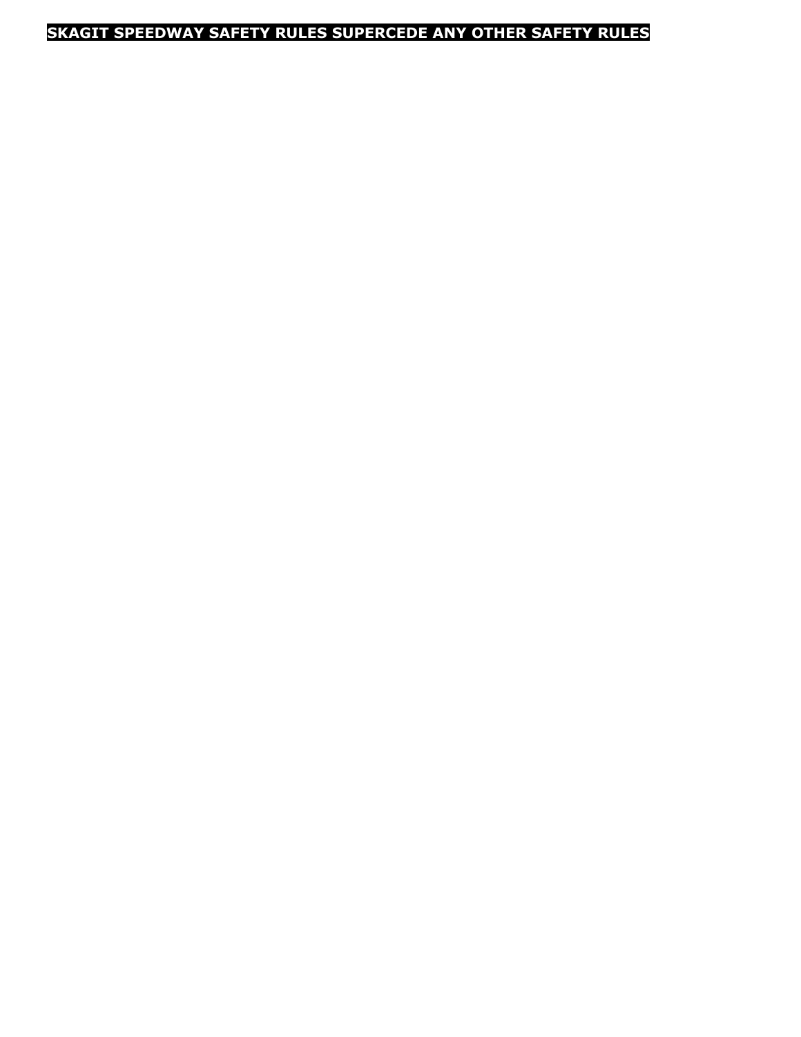**SKAGIT SPEEDWAY SAFETY RULES SUPERCEDE ANY OTHER SAFETY RULES**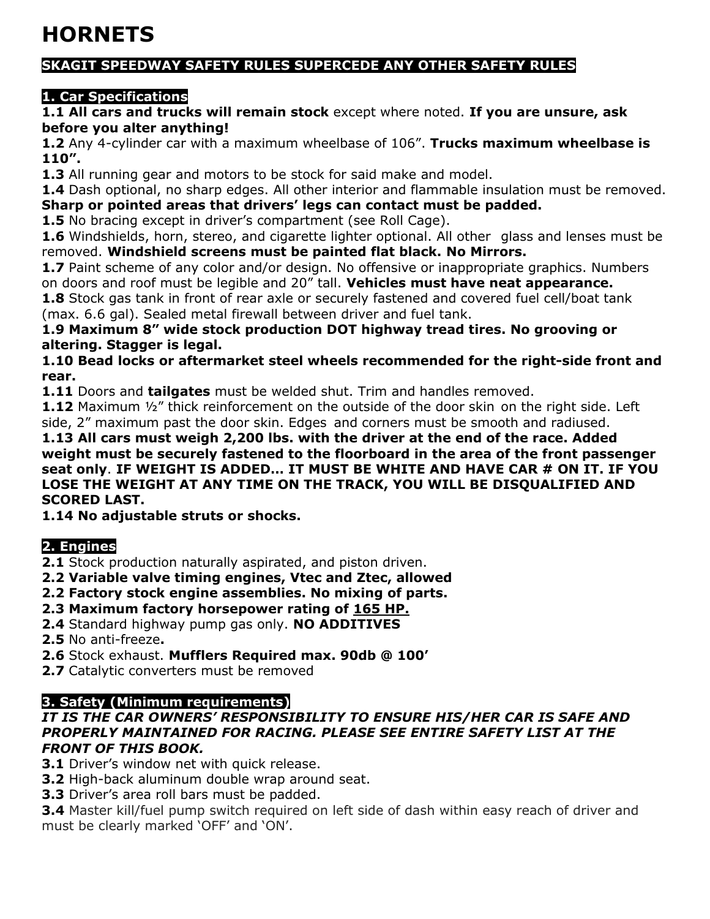# HORNETS

**SKAGIT SPEEDWAY SAFETY RULES SUPERCEDE ANY OTHER SAFETY RULES**

## 1. Car Specifications

**1.1 All cars and trucks will remain stock** except where noted. **If you are unsure, ask before you alter anything!**

**1.2** Any 4-cylinder car with a maximum wheelbase of 106". **Trucks maximum wheelbase is 110".**

**1.3** All running gear and motors to be stock for said make and model.

**1.4** Dash optional, no sharp edges. All other interior and flammable insulation must be removed. **Sharp or pointed areas that drivers' legs can contact must be padded.**

**1.5** No bracing except in driver's compartment (see Roll Cage).

**1.6** Windshields, horn, stereo, and cigarette lighter optional. All other glass and lenses must be removed. **Windshield screens must be painted flat black. No Mirrors.**

**1.7** Paint scheme of any color and/or design. No offensive or inappropriate graphics. Numbers on doors and roof must be legible and 20" tall. **Vehicles must have neat appearance.**

**1.8** Stock gas tank in front of rear axle or securely fastened and covered fuel cell/boat tank (max. 6.6 gal). Sealed metal firewall between driver and fuel tank.

**1.9 Maximum 8" wide stock production DOT highway tread tires. No grooving or altering. Stagger is legal.**

**1.10 Bead locks or aftermarket steel wheels recommended for the right-side front and rear.**

**1.11** Doors and **tailgates** must be welded shut. Trim and handles removed.

**1.12** Maximum ½" thick reinforcement on the outside of the door skin on the right side. Left side, 2" maximum past the door skin. Edges and corners must be smooth and radiused.

**1.13 All cars must weigh 2,200 lbs. with the driver at the end of the race. Added weight must be securely fastened to the floorboard in the area of the front passenger seat only**. **IF WEIGHT IS ADDED… IT MUST BE WHITE AND HAVE CAR # ON IT. IF YOU LOSE THE WEIGHT AT ANY TIME ON THE TRACK, YOU WILL BE DISQUALIFIED AND SCORED LAST.**

**1.14 No adjustable struts or shocks.**

## 2. Engines

**2.1** Stock production naturally aspirated, and piston driven.

**2.2 Variable valve timing engines, Vtec and Ztec, allowed**

**2.2 Factory stock engine assemblies. No mixing of parts.**

**2.3 Maximum factory horsepower rating of 165 HP.**

**2.4** Standard highway pump gas only. **NO ADDITIVES**

**2.5** No anti-freeze**.**

**2.6** Stock exhaust. **Mufflers Required max. 90db @ 100'**

**2.7** Catalytic converters must be removed

## 3. Safety (Minimum requirements)

***IT IS THE CAR OWNERS' RESPONSIBILITY TO ENSURE HIS/HER CAR IS SAFE AND PROPERLY MAINTAINED FOR RACING. PLEASE SEE ENTIRE SAFETY LIST AT THE FRONT OF THIS BOOK.***

**3.1** Driver's window net with quick release.

**3.2** High-back aluminum double wrap around seat.

**3.3** Driver's area roll bars must be padded.

**3.4** Master kill/fuel pump switch required on left side of dash within easy reach of driver and must be clearly marked 'OFF' and 'ON'.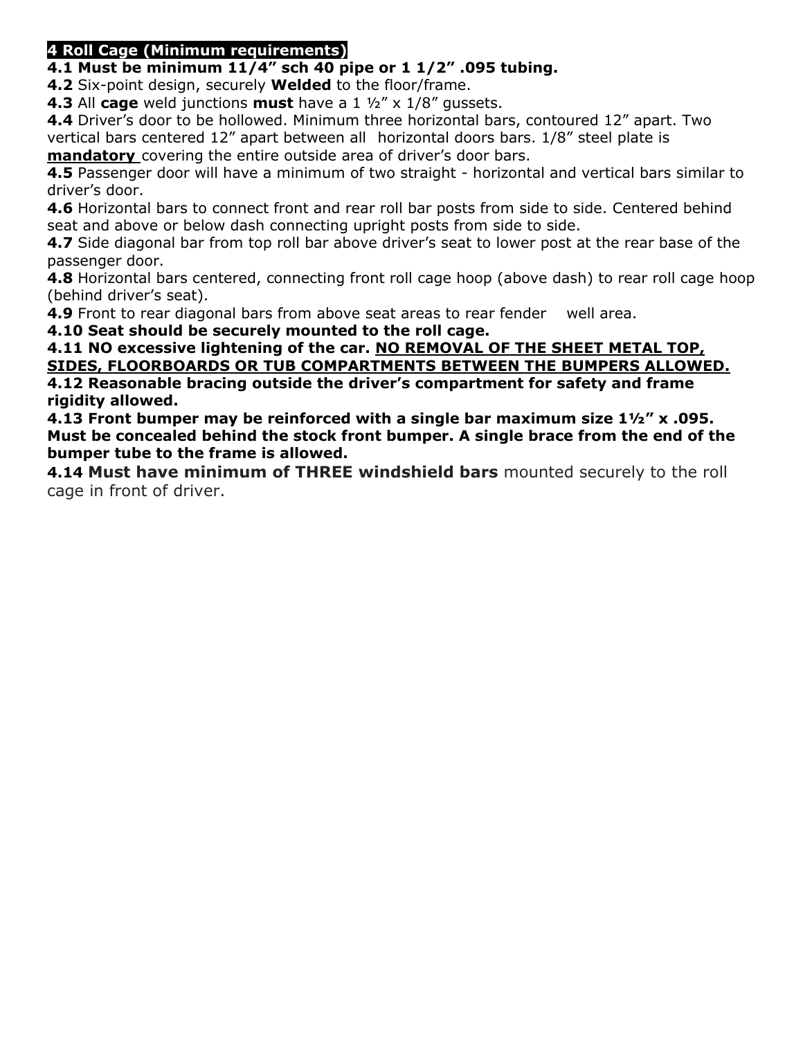## 4 Roll Cage (Minimum requirements)

**4.1 Must be minimum 11/4" sch 40 pipe or 1 1/2" .095 tubing.**

**4.2** Six-point design, securely **Welded** to the floor/frame.

**4.3** All **cage** weld junctions **must** have a 1 ½" x 1/8" gussets.

**4.4** Driver's door to be hollowed. Minimum three horizontal bars, contoured 12" apart. Two vertical bars centered 12" apart between all horizontal doors bars. 1/8" steel plate is **mandatory** covering the entire outside area of driver's door bars.

**4.5** Passenger door will have a minimum of two straight - horizontal and vertical bars similar to driver's door.

**4.6** Horizontal bars to connect front and rear roll bar posts from side to side. Centered behind seat and above or below dash connecting upright posts from side to side.

**4.7** Side diagonal bar from top roll bar above driver's seat to lower post at the rear base of the passenger door.

**4.8** Horizontal bars centered, connecting front roll cage hoop (above dash) to rear roll cage hoop (behind driver's seat).

**4.9** Front to rear diagonal bars from above seat areas to rear fender well area.

**4.10 Seat should be securely mounted to the roll cage.**

**4.11 NO excessive lightening of the car. NO REMOVAL OF THE SHEET METAL TOP, SIDES, FLOORBOARDS OR TUB COMPARTMENTS BETWEEN THE BUMPERS ALLOWED.**

**4.12 Reasonable bracing outside the driver's compartment for safety and frame rigidity allowed.**

**4.13 Front bumper may be reinforced with a single bar maximum size 1½" x .095. Must be concealed behind the stock front bumper. A single brace from the end of the bumper tube to the frame is allowed.**

**4.14 Must have minimum of THREE windshield bars** mounted securely to the roll cage in front of driver.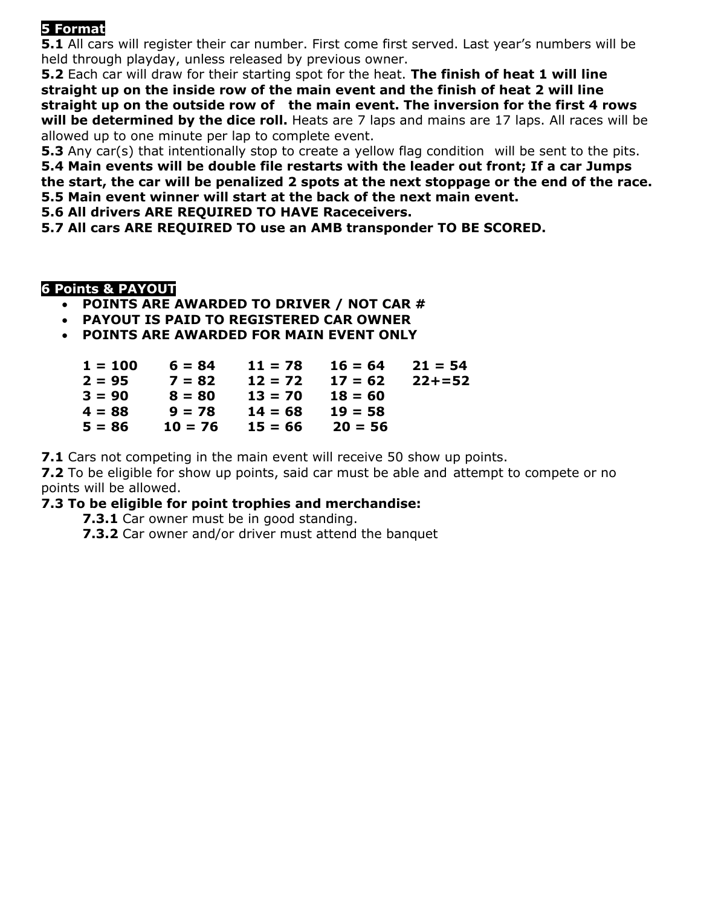## 5 Format

**5.1** All cars will register their car number. First come first served. Last year's numbers will be held through playday, unless released by previous owner.

**5.2** Each car will draw for their starting spot for the heat. **The finish of heat 1 will line straight up on the inside row of the main event and the finish of heat 2 will line straight up on the outside row of the main event. The inversion for the first 4 rows will be determined by the dice roll.** Heats are 7 laps and mains are 17 laps. All races will be allowed up to one minute per lap to complete event.

**5.3** Any car(s) that intentionally stop to create a yellow flag condition will be sent to the pits.

**5.4 Main events will be double file restarts with the leader out front; If a car Jumps the start, the car will be penalized 2 spots at the next stoppage or the end of the race.**

**5.5 Main event winner will start at the back of the next main event.**

**5.6 All drivers ARE REQUIRED TO HAVE Raceceivers.**

**5.7 All cars ARE REQUIRED TO use an AMB transponder TO BE SCORED.**

## 6 Points & PAYOUT

- **POINTS ARE AWARDED TO DRIVER / NOT CAR #**
- **PAYOUT IS PAID TO REGISTERED CAR OWNER**
- **POINTS ARE AWARDED FOR MAIN EVENT ONLY**

| | | | | |
|---|---|---|---|---|
| **1 = 100** | **6 = 84** | **11 = 78** | **16 = 64** | **21 = 54** |
| **2 = 95** | **7 = 82** | **12 = 72** | **17 = 62** | **22+=52** |
| **3 = 90** | **8 = 80** | **13 = 70** | **18 = 60** | |
| **4 = 88** | **9 = 78** | **14 = 68** | **19 = 58** | |
| **5 = 86** | **10 = 76** | **15 = 66** | **20 = 56** | |

**7.1** Cars not competing in the main event will receive 50 show up points.

**7.2** To be eligible for show up points, said car must be able and attempt to compete or no points will be allowed.

**7.3 To be eligible for point trophies and merchandise:**

**7.3.1** Car owner must be in good standing.

**7.3.2** Car owner and/or driver must attend the banquet